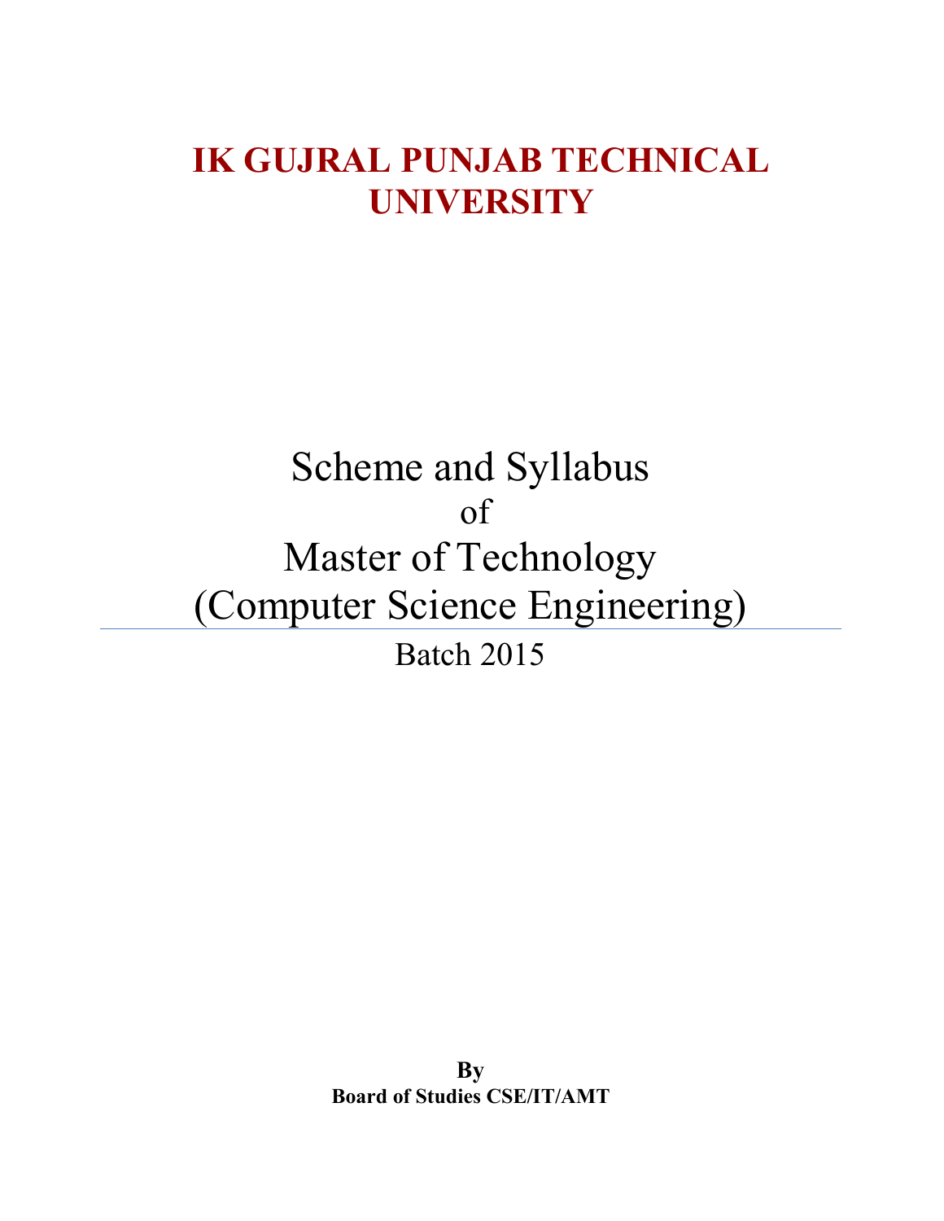# IK GUJRAL PUNJAB TECHNICAL UNIVERSITY

## Scheme and Syllabus
of
## Master of Technology
## (Computer Science Engineering)

Batch 2015

**By**
**Board of Studies CSE/IT/AMT**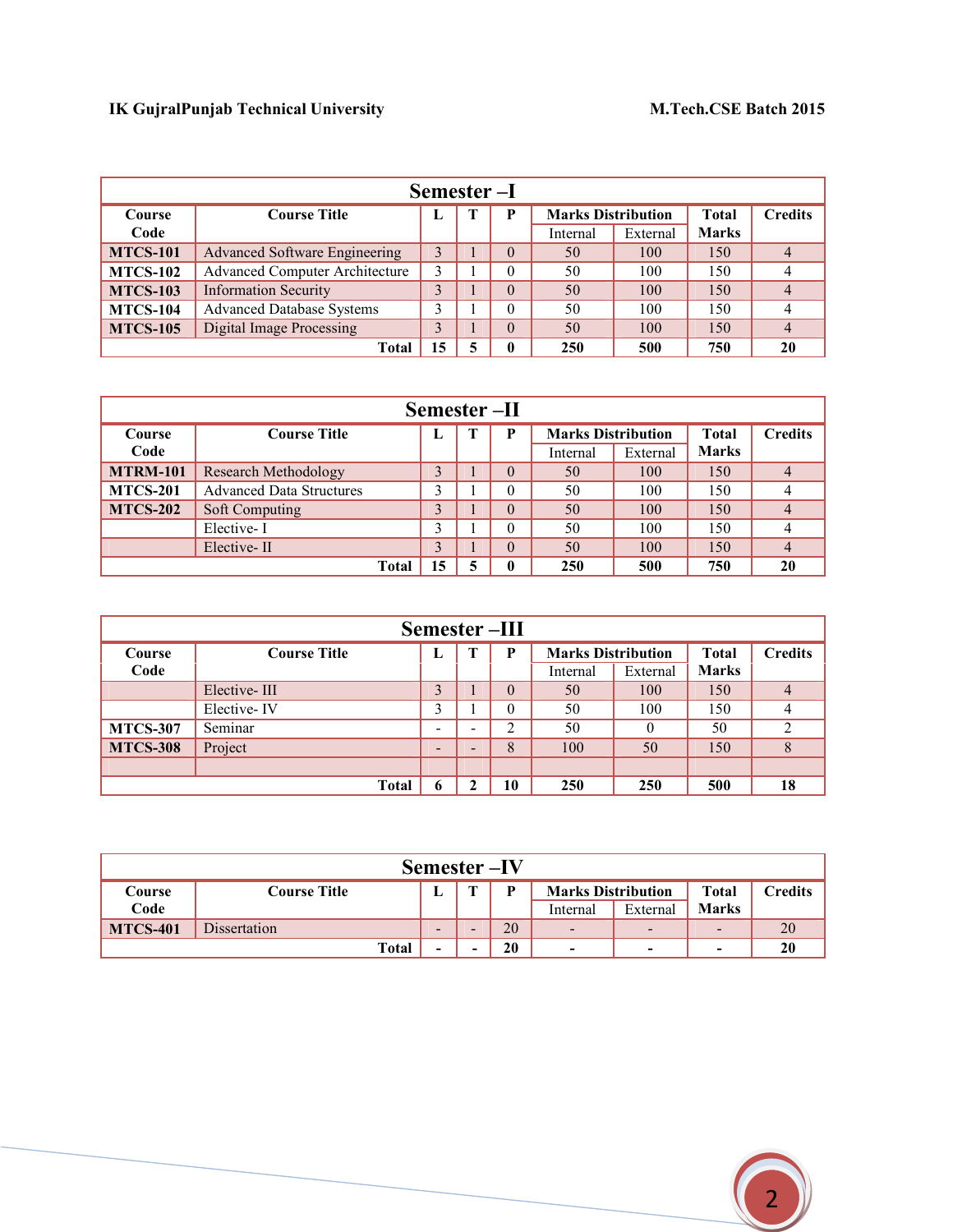## Semester –I

| Course Code | Course Title | L | T | P | Marks Distribution | | Total Marks | Credits |
|---|---|---|---|---|---|---|---|---|
| | | | | | Internal | External | | |
| MTCS-101 | Advanced Software Engineering | 3 | 1 | 0 | 50 | 100 | 150 | 4 |
| MTCS-102 | Advanced Computer Architecture | 3 | 1 | 0 | 50 | 100 | 150 | 4 |
| MTCS-103 | Information Security | 3 | 1 | 0 | 50 | 100 | 150 | 4 |
| MTCS-104 | Advanced Database Systems | 3 | 1 | 0 | 50 | 100 | 150 | 4 |
| MTCS-105 | Digital Image Processing | 3 | 1 | 0 | 50 | 100 | 150 | 4 |
| | **Total** | **15** | **5** | **0** | **250** | **500** | **750** | **20** |

## Semester –II

| Course Code | Course Title | L | T | P | Marks Distribution | | Total Marks | Credits |
|---|---|---|---|---|---|---|---|---|
| | | | | | Internal | External | | |
| MTRM-101 | Research Methodology | 3 | 1 | 0 | 50 | 100 | 150 | 4 |
| MTCS-201 | Advanced Data Structures | 3 | 1 | 0 | 50 | 100 | 150 | 4 |
| MTCS-202 | Soft Computing | 3 | 1 | 0 | 50 | 100 | 150 | 4 |
| | Elective- I | 3 | 1 | 0 | 50 | 100 | 150 | 4 |
| | Elective- II | 3 | 1 | 0 | 50 | 100 | 150 | 4 |
| | **Total** | **15** | **5** | **0** | **250** | **500** | **750** | **20** |

## Semester –III

| Course Code | Course Title | L | T | P | Marks Distribution | | Total Marks | Credits |
|---|---|---|---|---|---|---|---|---|
| | | | | | Internal | External | | |
| | Elective- III | 3 | 1 | 0 | 50 | 100 | 150 | 4 |
| | Elective- IV | 3 | 1 | 0 | 50 | 100 | 150 | 4 |
| MTCS-307 | Seminar | - | - | 2 | 50 | 0 | 50 | 2 |
| MTCS-308 | Project | - | - | 8 | 100 | 50 | 150 | 8 |
| | | | | | | | | |
| | **Total** | **6** | **2** | **10** | **250** | **250** | **500** | **18** |

## Semester –IV

| Course Code | Course Title | L | T | P | Marks Distribution | | Total Marks | Credits |
|---|---|---|---|---|---|---|---|---|
| | | | | | Internal | External | | |
| MTCS-401 | Dissertation | - | - | 20 | - | - | - | 20 |
| | **Total** | **-** | **-** | **20** | **-** | **-** | **-** | **20** |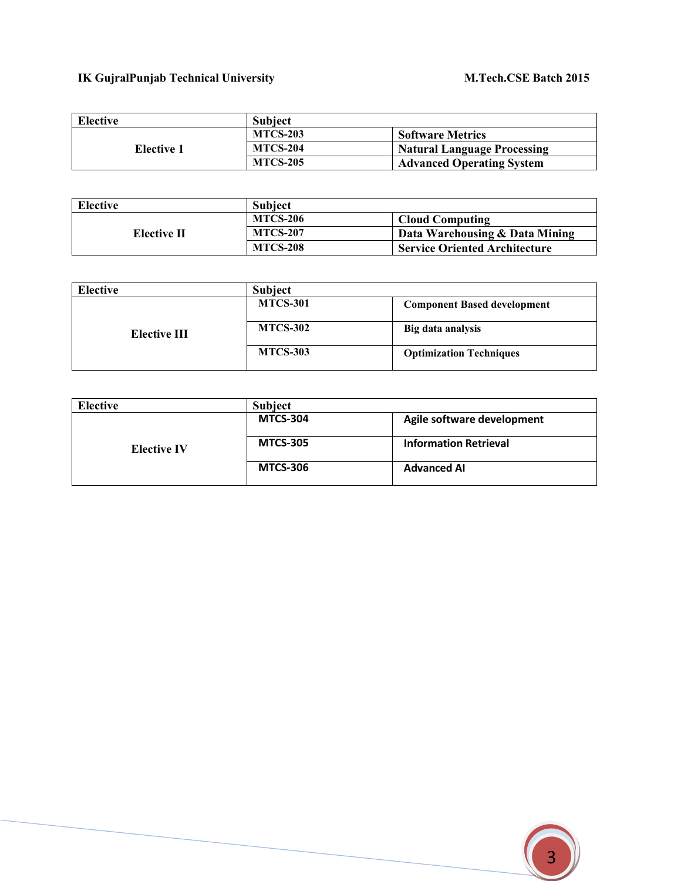| Elective | Subject | |
|---|---|---|
| Elective 1 | MTCS-203 | Software Metrics |
| | MTCS-204 | Natural Language Processing |
| | MTCS-205 | Advanced Operating System |

| Elective | Subject | |
|---|---|---|
| Elective II | MTCS-206 | Cloud Computing |
| | MTCS-207 | Data Warehousing & Data Mining |
| | MTCS-208 | Service Oriented Architecture |

| Elective | Subject | |
|---|---|---|
| Elective III | MTCS-301 | Component Based development |
| | MTCS-302 | Big data analysis |
| | MTCS-303 | Optimization Techniques |

| Elective | Subject | |
|---|---|---|
| Elective IV | MTCS-304 | Agile software development |
| | MTCS-305 | Information Retrieval |
| | MTCS-306 | Advanced AI |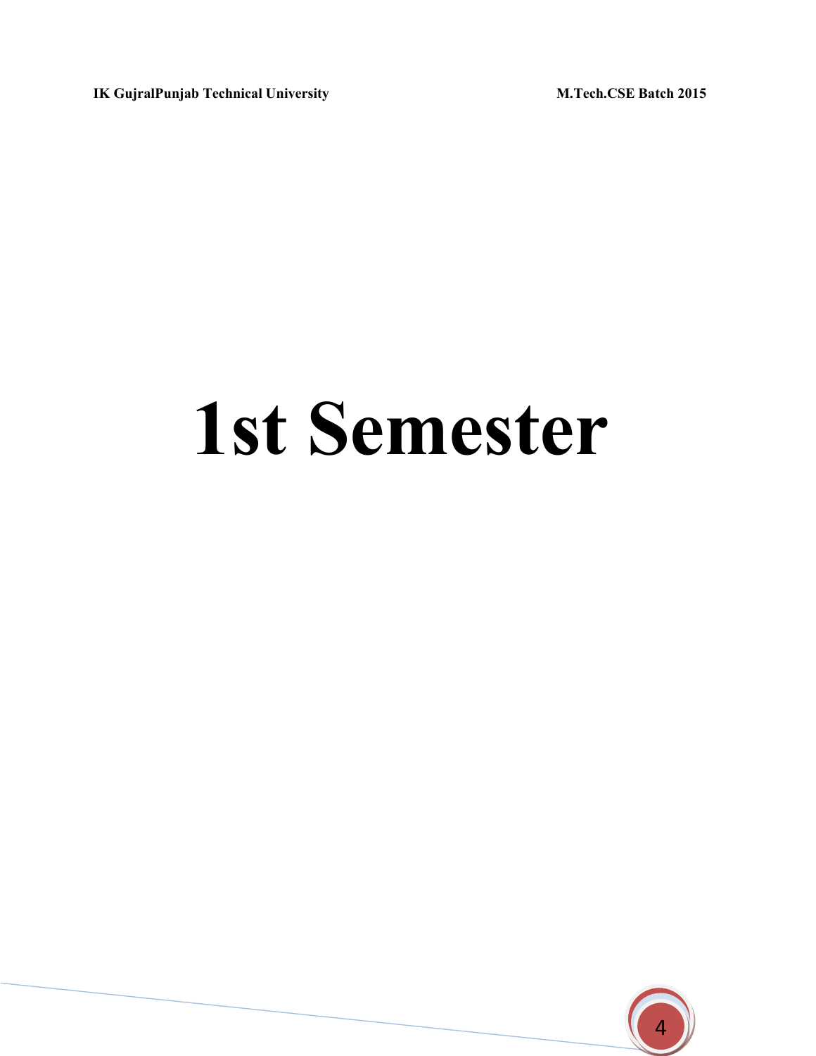# 1st Semester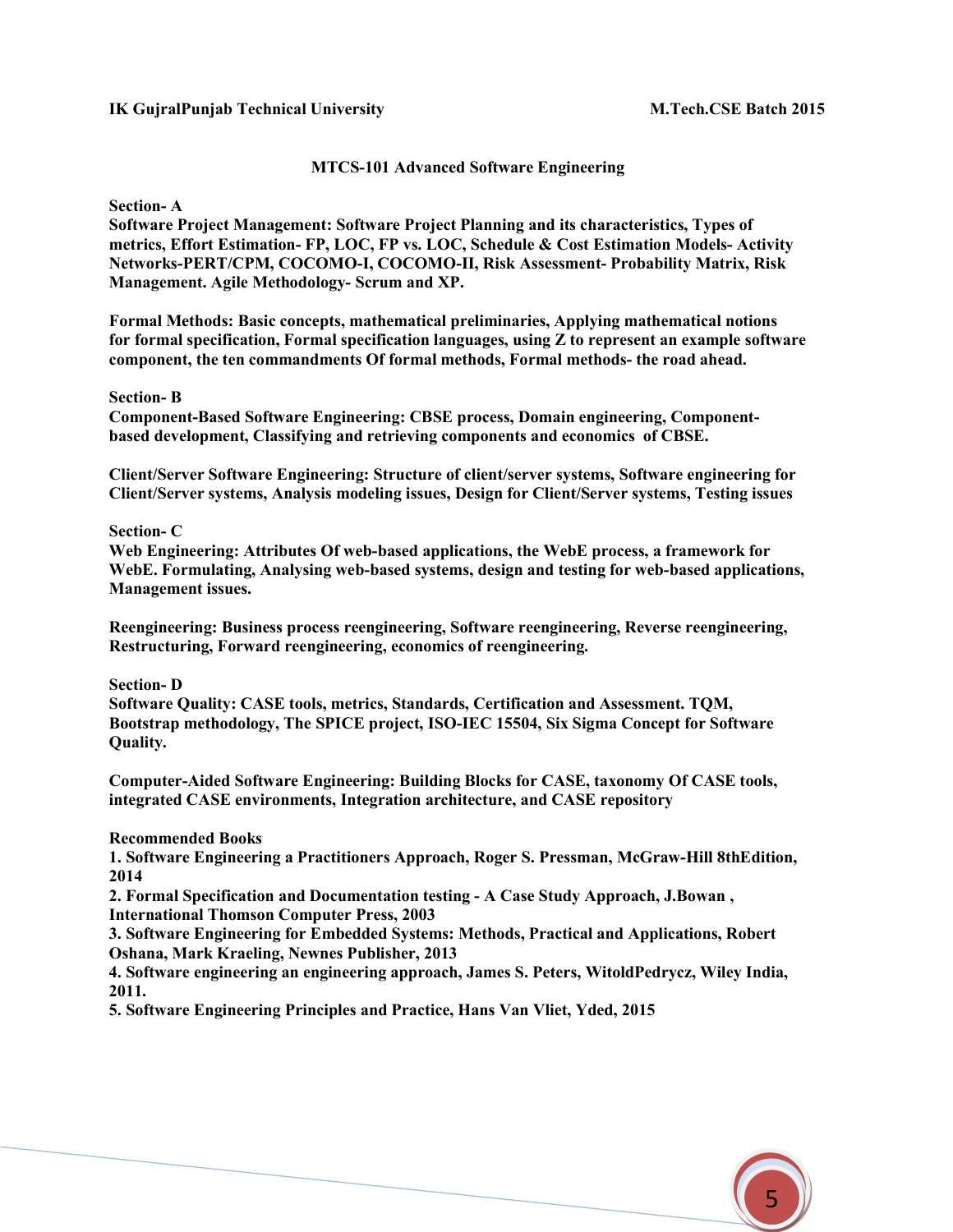## MTCS-101 Advanced Software Engineering

### Section- A

**Software Project Management: Software Project Planning and its characteristics, Types of metrics, Effort Estimation- FP, LOC, FP vs. LOC, Schedule & Cost Estimation Models- Activity Networks-PERT/CPM, COCOMO-I, COCOMO-II, Risk Assessment- Probability Matrix, Risk Management. Agile Methodology- Scrum and XP.**

**Formal Methods: Basic concepts, mathematical preliminaries, Applying mathematical notions for formal specification, Formal specification languages, using Z to represent an example software component, the ten commandments Of formal methods, Formal methods- the road ahead.**

### Section- B

**Component-Based Software Engineering: CBSE process, Domain engineering, Component-based development, Classifying and retrieving components and economics of CBSE.**

**Client/Server Software Engineering: Structure of client/server systems, Software engineering for Client/Server systems, Analysis modeling issues, Design for Client/Server systems, Testing issues**

### Section- C

**Web Engineering: Attributes Of web-based applications, the WebE process, a framework for WebE. Formulating, Analysing web-based systems, design and testing for web-based applications, Management issues.**

**Reengineering: Business process reengineering, Software reengineering, Reverse reengineering, Restructuring, Forward reengineering, economics of reengineering.**

### Section- D

**Software Quality: CASE tools, metrics, Standards, Certification and Assessment. TQM, Bootstrap methodology, The SPICE project, ISO-IEC 15504, Six Sigma Concept for Software Quality.**

**Computer-Aided Software Engineering: Building Blocks for CASE, taxonomy Of CASE tools, integrated CASE environments, Integration architecture, and CASE repository**

### Recommended Books

1. Software Engineering a Practitioners Approach, Roger S. Pressman, McGraw-Hill 8thEdition, 2014
2. Formal Specification and Documentation testing - A Case Study Approach, J.Bowan , International Thomson Computer Press, 2003
3. Software Engineering for Embedded Systems: Methods, Practical and Applications, Robert Oshana, Mark Kraeling, Newnes Publisher, 2013
4. Software engineering an engineering approach, James S. Peters, WitoldPedrycz, Wiley India, 2011.
5. Software Engineering Principles and Practice, Hans Van Vliet, Yded, 2015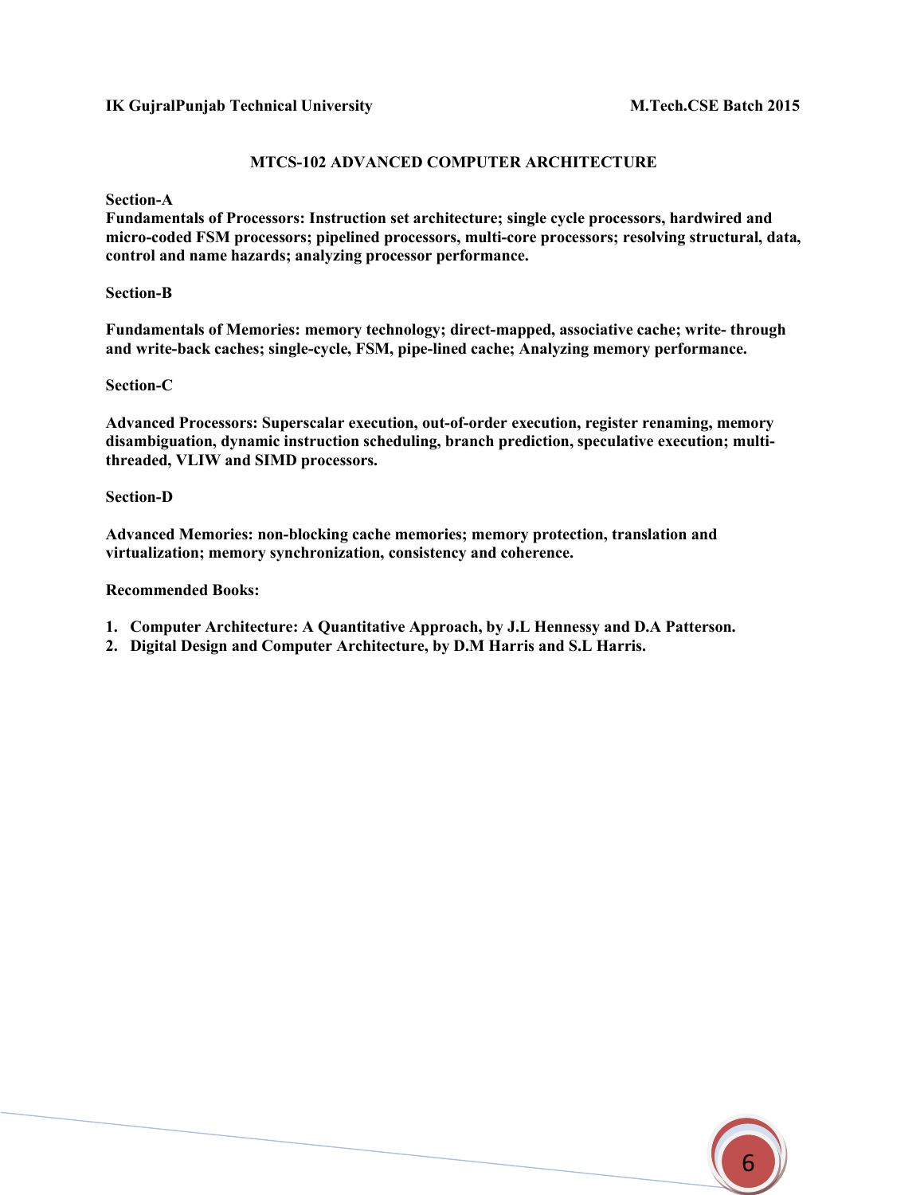## MTCS-102 ADVANCED COMPUTER ARCHITECTURE

**Section-A**

**Fundamentals of Processors: Instruction set architecture; single cycle processors, hardwired and micro-coded FSM processors; pipelined processors, multi-core processors; resolving structural, data, control and name hazards; analyzing processor performance.**

**Section-B**

**Fundamentals of Memories: memory technology; direct-mapped, associative cache; write- through and write-back caches; single-cycle, FSM, pipe-lined cache; Analyzing memory performance.**

**Section-C**

**Advanced Processors: Superscalar execution, out-of-order execution, register renaming, memory disambiguation, dynamic instruction scheduling, branch prediction, speculative execution; multi-threaded, VLIW and SIMD processors.**

**Section-D**

**Advanced Memories: non-blocking cache memories; memory protection, translation and virtualization; memory synchronization, consistency and coherence.**

**Recommended Books:**

1. **Computer Architecture: A Quantitative Approach, by J.L Hennessy and D.A Patterson.**
2. **Digital Design and Computer Architecture, by D.M Harris and S.L Harris.**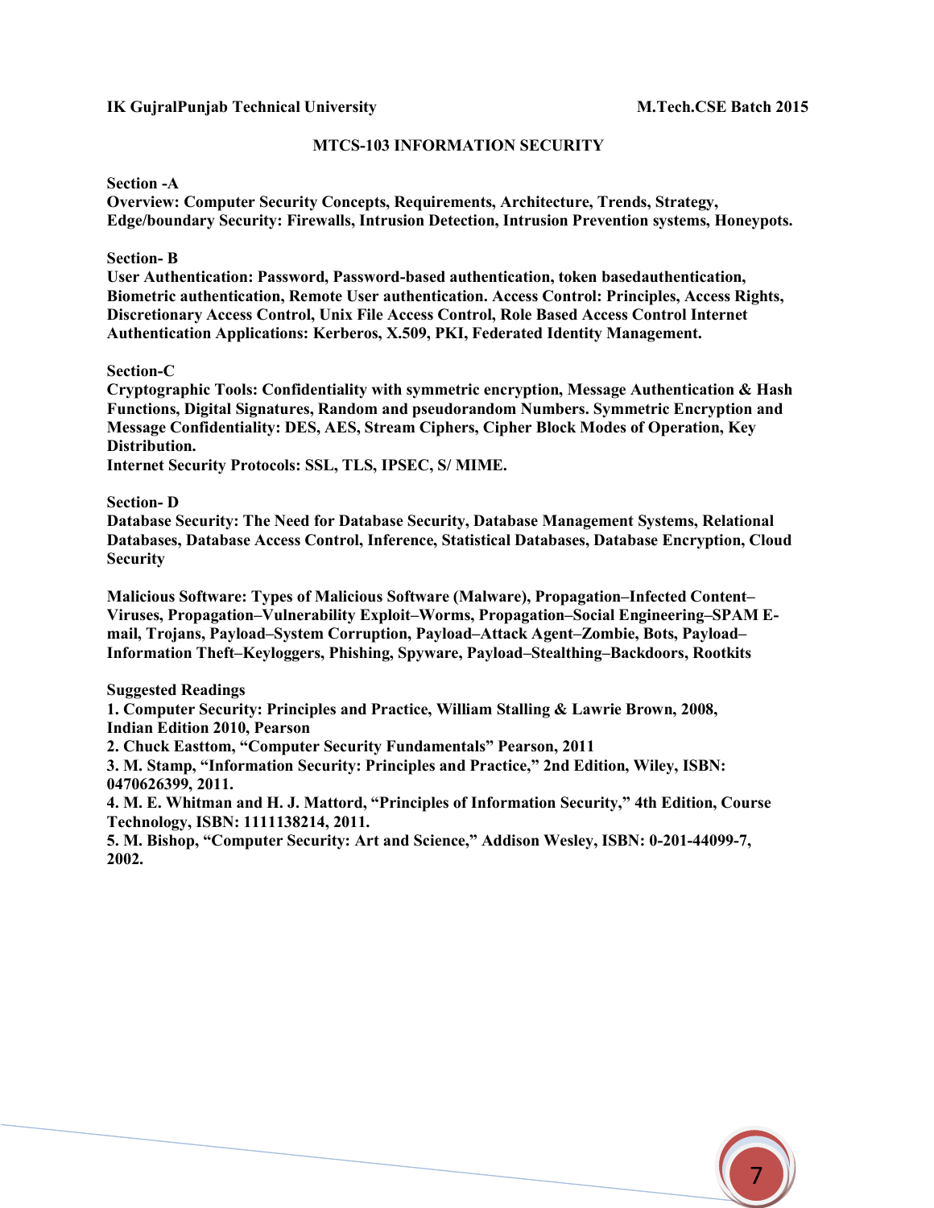## MTCS-103 INFORMATION SECURITY

**Section -A**

**Overview: Computer Security Concepts, Requirements, Architecture, Trends, Strategy, Edge/boundary Security: Firewalls, Intrusion Detection, Intrusion Prevention systems, Honeypots.**

**Section- B**

**User Authentication: Password, Password-based authentication, token basedauthentication, Biometric authentication, Remote User authentication. Access Control: Principles, Access Rights, Discretionary Access Control, Unix File Access Control, Role Based Access Control Internet Authentication Applications: Kerberos, X.509, PKI, Federated Identity Management.**

**Section-C**

**Cryptographic Tools: Confidentiality with symmetric encryption, Message Authentication & Hash Functions, Digital Signatures, Random and pseudorandom Numbers. Symmetric Encryption and Message Confidentiality: DES, AES, Stream Ciphers, Cipher Block Modes of Operation, Key Distribution.**

**Internet Security Protocols: SSL, TLS, IPSEC, S/ MIME.**

**Section- D**

**Database Security: The Need for Database Security, Database Management Systems, Relational Databases, Database Access Control, Inference, Statistical Databases, Database Encryption, Cloud Security**

**Malicious Software: Types of Malicious Software (Malware), Propagation–Infected Content–Viruses, Propagation–Vulnerability Exploit–Worms, Propagation–Social Engineering–SPAM E-mail, Trojans, Payload–System Corruption, Payload–Attack Agent–Zombie, Bots, Payload–Information Theft–Keyloggers, Phishing, Spyware, Payload–Stealthing–Backdoors, Rootkits**

**Suggested Readings**

1. **Computer Security: Principles and Practice, William Stalling & Lawrie Brown, 2008, Indian Edition 2010, Pearson**
2. **Chuck Easttom, "Computer Security Fundamentals" Pearson, 2011**
3. **M. Stamp, "Information Security: Principles and Practice," 2nd Edition, Wiley, ISBN: 0470626399, 2011.**
4. **M. E. Whitman and H. J. Mattord, "Principles of Information Security," 4th Edition, Course Technology, ISBN: 1111138214, 2011.**
5. **M. Bishop, "Computer Security: Art and Science," Addison Wesley, ISBN: 0-201-44099-7, 2002.**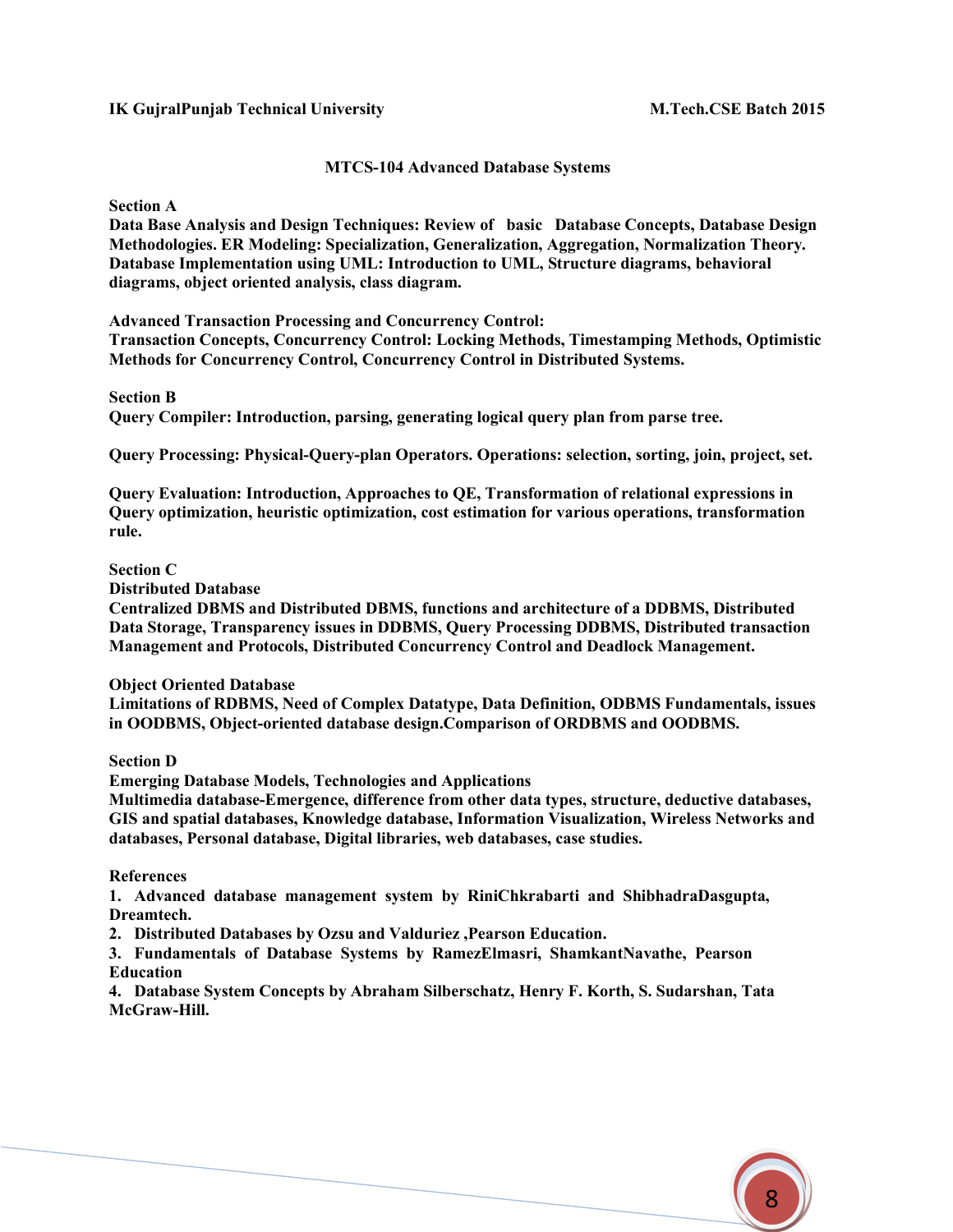## MTCS-104 Advanced Database Systems

**Section A**

**Data Base Analysis and Design Techniques: Review of basic Database Concepts, Database Design Methodologies. ER Modeling: Specialization, Generalization, Aggregation, Normalization Theory. Database Implementation using UML: Introduction to UML, Structure diagrams, behavioral diagrams, object oriented analysis, class diagram.**

**Advanced Transaction Processing and Concurrency Control:**
**Transaction Concepts, Concurrency Control: Locking Methods, Timestamping Methods, Optimistic Methods for Concurrency Control, Concurrency Control in Distributed Systems.**

**Section B**

**Query Compiler: Introduction, parsing, generating logical query plan from parse tree.**

**Query Processing: Physical-Query-plan Operators. Operations: selection, sorting, join, project, set.**

**Query Evaluation: Introduction, Approaches to QE, Transformation of relational expressions in Query optimization, heuristic optimization, cost estimation for various operations, transformation rule.**

**Section C**

**Distributed Database**
**Centralized DBMS and Distributed DBMS, functions and architecture of a DDBMS, Distributed Data Storage, Transparency issues in DDBMS, Query Processing DDBMS, Distributed transaction Management and Protocols, Distributed Concurrency Control and Deadlock Management.**

**Object Oriented Database**
**Limitations of RDBMS, Need of Complex Datatype, Data Definition, ODBMS Fundamentals, issues in OODBMS, Object-oriented database design.Comparison of ORDBMS and OODBMS.**

**Section D**

**Emerging Database Models, Technologies and Applications**
**Multimedia database-Emergence, difference from other data types, structure, deductive databases, GIS and spatial databases, Knowledge database, Information Visualization, Wireless Networks and databases, Personal database, Digital libraries, web databases, case studies.**

**References**

1. **Advanced database management system by RiniChkrabarti and ShibhadraDasgupta, Dreamtech.**
2. **Distributed Databases by Ozsu and Valduriez ,Pearson Education.**
3. **Fundamentals of Database Systems by RamezElmasri, ShamkantNavathe, Pearson Education**
4. **Database System Concepts by Abraham Silberschatz, Henry F. Korth, S. Sudarshan, Tata McGraw-Hill.**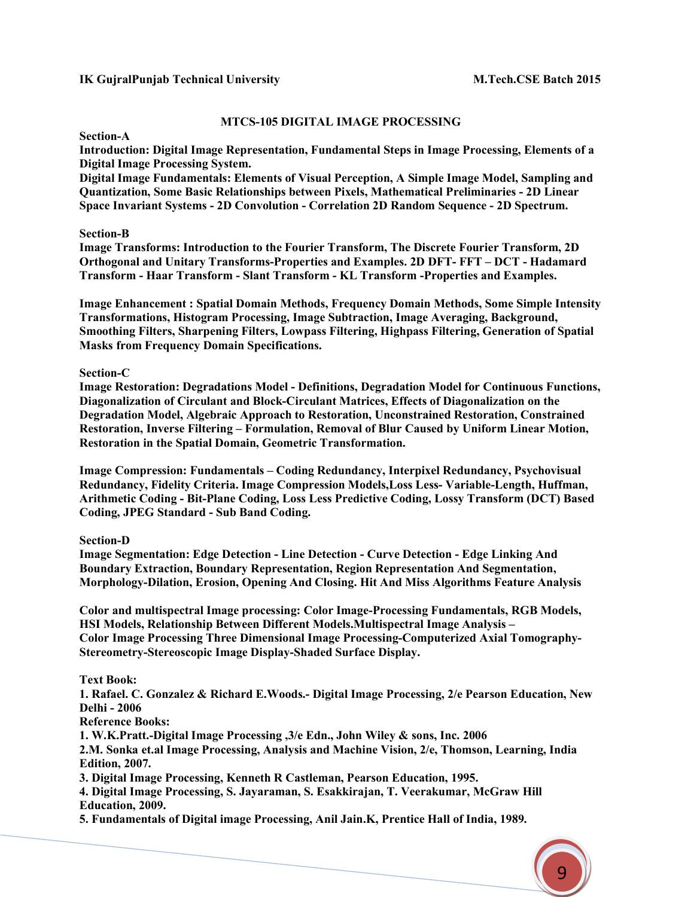## MTCS-105 DIGITAL IMAGE PROCESSING

**Section-A**

**Introduction: Digital Image Representation, Fundamental Steps in Image Processing, Elements of a Digital Image Processing System.**

**Digital Image Fundamentals: Elements of Visual Perception, A Simple Image Model, Sampling and Quantization, Some Basic Relationships between Pixels, Mathematical Preliminaries - 2D Linear Space Invariant Systems - 2D Convolution - Correlation 2D Random Sequence - 2D Spectrum.**

**Section-B**

**Image Transforms: Introduction to the Fourier Transform, The Discrete Fourier Transform, 2D Orthogonal and Unitary Transforms-Properties and Examples. 2D DFT- FFT – DCT - Hadamard Transform - Haar Transform - Slant Transform - KL Transform -Properties and Examples.**

**Image Enhancement : Spatial Domain Methods, Frequency Domain Methods, Some Simple Intensity Transformations, Histogram Processing, Image Subtraction, Image Averaging, Background, Smoothing Filters, Sharpening Filters, Lowpass Filtering, Highpass Filtering, Generation of Spatial Masks from Frequency Domain Specifications.**

**Section-C**

**Image Restoration: Degradations Model - Definitions, Degradation Model for Continuous Functions, Diagonalization of Circulant and Block-Circulant Matrices, Effects of Diagonalization on the Degradation Model, Algebraic Approach to Restoration, Unconstrained Restoration, Constrained Restoration, Inverse Filtering – Formulation, Removal of Blur Caused by Uniform Linear Motion, Restoration in the Spatial Domain, Geometric Transformation.**

**Image Compression: Fundamentals – Coding Redundancy, Interpixel Redundancy, Psychovisual Redundancy, Fidelity Criteria. Image Compression Models,Loss Less- Variable-Length, Huffman, Arithmetic Coding - Bit-Plane Coding, Loss Less Predictive Coding, Lossy Transform (DCT) Based Coding, JPEG Standard - Sub Band Coding.**

**Section-D**

**Image Segmentation: Edge Detection - Line Detection - Curve Detection - Edge Linking And Boundary Extraction, Boundary Representation, Region Representation And Segmentation, Morphology-Dilation, Erosion, Opening And Closing. Hit And Miss Algorithms Feature Analysis**

**Color and multispectral Image processing: Color Image-Processing Fundamentals, RGB Models, HSI Models, Relationship Between Different Models.Multispectral Image Analysis – Color Image Processing Three Dimensional Image Processing-Computerized Axial Tomography-Stereometry-Stereoscopic Image Display-Shaded Surface Display.**

**Text Book:**

**1. Rafael. C. Gonzalez & Richard E.Woods.- Digital Image Processing, 2/e Pearson Education, New Delhi - 2006**

**Reference Books:**

**1. W.K.Pratt.-Digital Image Processing ,3/e Edn., John Wiley & sons, Inc. 2006**

**2.M. Sonka et.al Image Processing, Analysis and Machine Vision, 2/e, Thomson, Learning, India Edition, 2007.**

**3. Digital Image Processing, Kenneth R Castleman, Pearson Education, 1995.**

**4. Digital Image Processing, S. Jayaraman, S. Esakkirajan, T. Veerakumar, McGraw Hill Education, 2009.**

**5. Fundamentals of Digital image Processing, Anil Jain.K, Prentice Hall of India, 1989.**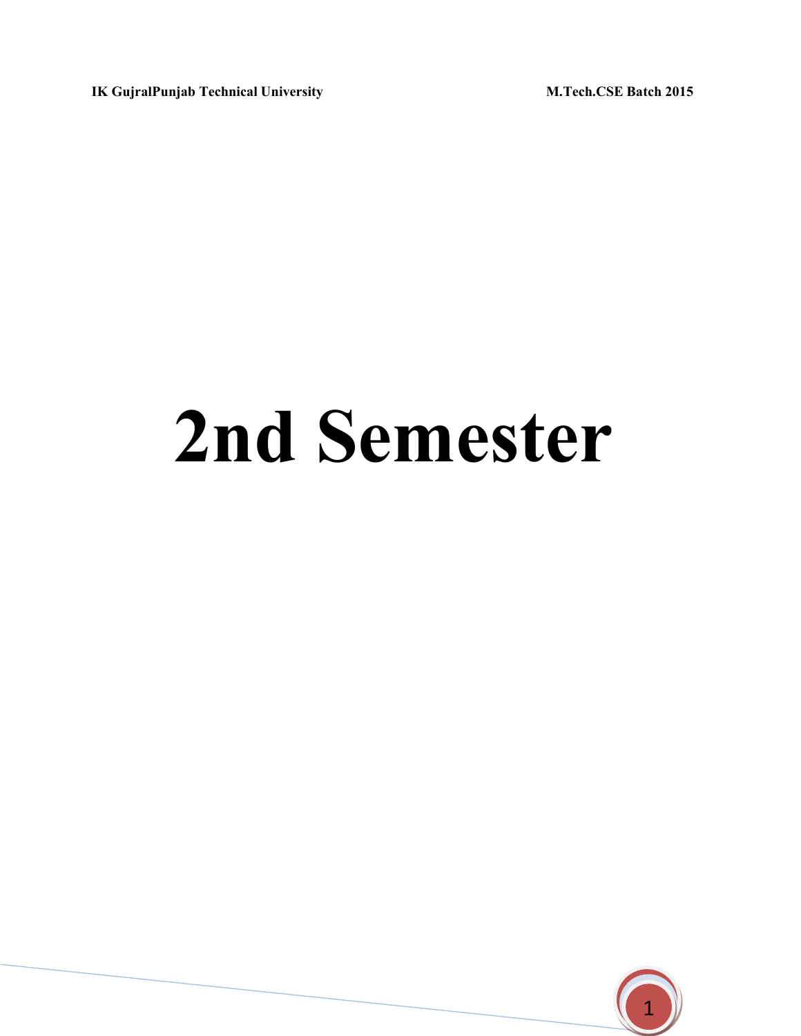# 2nd Semester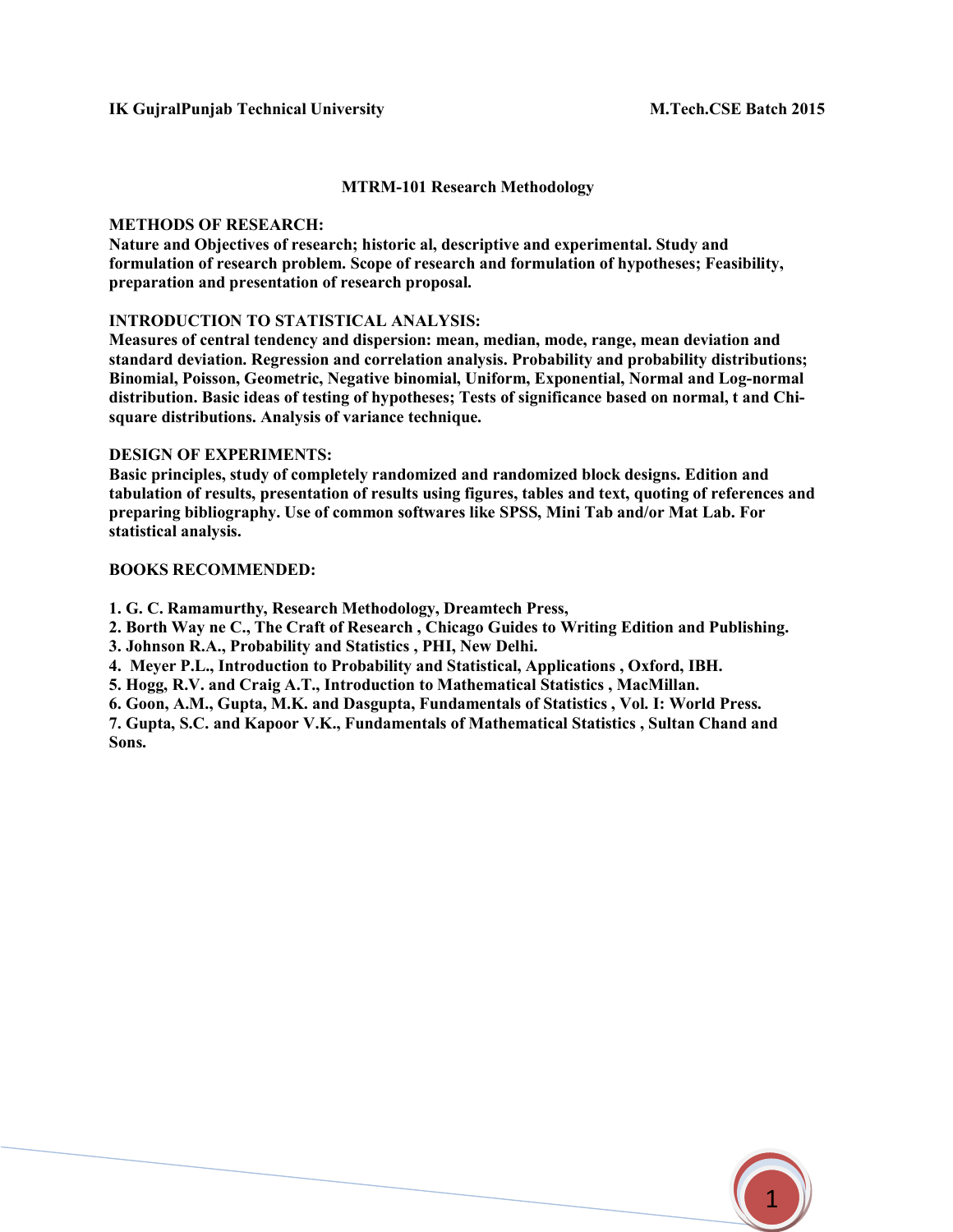## MTRM-101 Research Methodology

**METHODS OF RESEARCH:**

**Nature and Objectives of research; historic al, descriptive and experimental. Study and formulation of research problem. Scope of research and formulation of hypotheses; Feasibility, preparation and presentation of research proposal.**

**INTRODUCTION TO STATISTICAL ANALYSIS:**

**Measures of central tendency and dispersion: mean, median, mode, range, mean deviation and standard deviation. Regression and correlation analysis. Probability and probability distributions; Binomial, Poisson, Geometric, Negative binomial, Uniform, Exponential, Normal and Log-normal distribution. Basic ideas of testing of hypotheses; Tests of significance based on normal, t and Chi-square distributions. Analysis of variance technique.**

**DESIGN OF EXPERIMENTS:**

**Basic principles, study of completely randomized and randomized block designs. Edition and tabulation of results, presentation of results using figures, tables and text, quoting of references and preparing bibliography. Use of common softwares like SPSS, Mini Tab and/or Mat Lab. For statistical analysis.**

**BOOKS RECOMMENDED:**

1. **G. C. Ramamurthy, Research Methodology, Dreamtech Press,**
2. **Borth Way ne C., The Craft of Research , Chicago Guides to Writing Edition and Publishing.**
3. **Johnson R.A., Probability and Statistics , PHI, New Delhi.**
4. **Meyer P.L., Introduction to Probability and Statistical, Applications , Oxford, IBH.**
5. **Hogg, R.V. and Craig A.T., Introduction to Mathematical Statistics , MacMillan.**
6. **Goon, A.M., Gupta, M.K. and Dasgupta, Fundamentals of Statistics , Vol. I: World Press.**
7. **Gupta, S.C. and Kapoor V.K., Fundamentals of Mathematical Statistics , Sultan Chand and Sons.**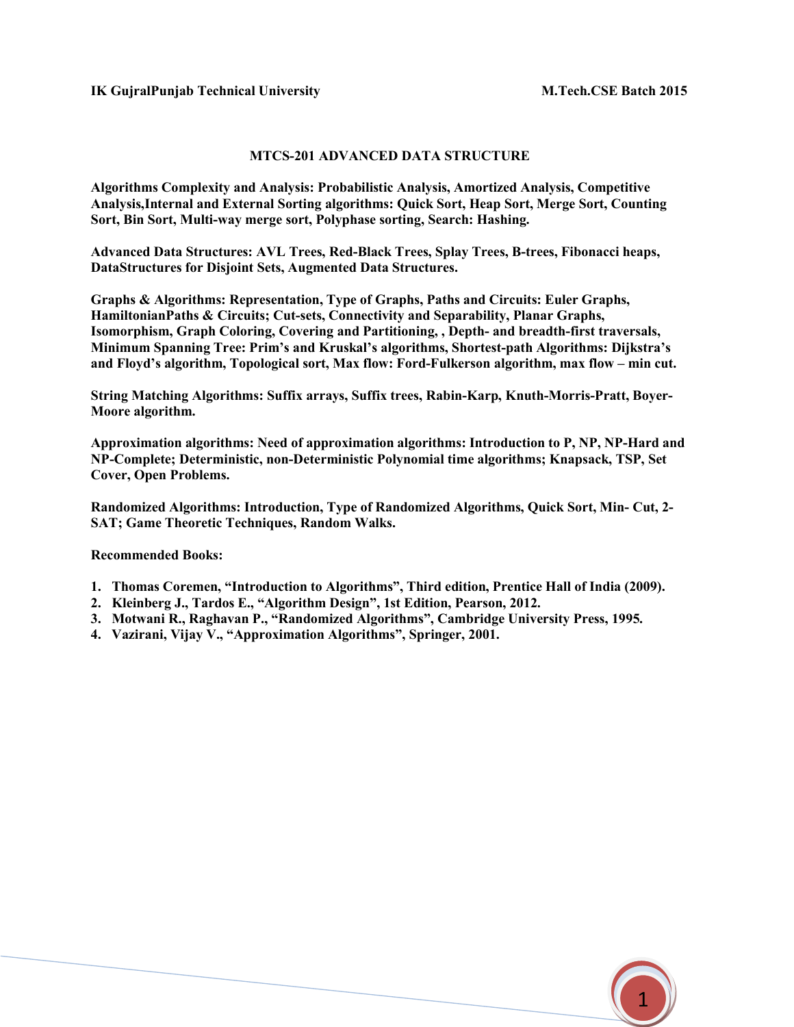## MTCS-201 ADVANCED DATA STRUCTURE

**Algorithms Complexity and Analysis: Probabilistic Analysis, Amortized Analysis, Competitive Analysis,Internal and External Sorting algorithms: Quick Sort, Heap Sort, Merge Sort, Counting Sort, Bin Sort, Multi-way merge sort, Polyphase sorting, Search: Hashing.**

**Advanced Data Structures: AVL Trees, Red-Black Trees, Splay Trees, B-trees, Fibonacci heaps, DataStructures for Disjoint Sets, Augmented Data Structures.**

**Graphs & Algorithms: Representation, Type of Graphs, Paths and Circuits: Euler Graphs, HamiltonianPaths & Circuits; Cut-sets, Connectivity and Separability, Planar Graphs, Isomorphism, Graph Coloring, Covering and Partitioning, , Depth- and breadth-first traversals, Minimum Spanning Tree: Prim's and Kruskal's algorithms, Shortest-path Algorithms: Dijkstra's and Floyd's algorithm, Topological sort, Max flow: Ford-Fulkerson algorithm, max flow – min cut.**

**String Matching Algorithms: Suffix arrays, Suffix trees, Rabin-Karp, Knuth-Morris-Pratt, Boyer-Moore algorithm.**

**Approximation algorithms: Need of approximation algorithms: Introduction to P, NP, NP-Hard and NP-Complete; Deterministic, non-Deterministic Polynomial time algorithms; Knapsack, TSP, Set Cover, Open Problems.**

**Randomized Algorithms: Introduction, Type of Randomized Algorithms, Quick Sort, Min- Cut, 2-SAT; Game Theoretic Techniques, Random Walks.**

**Recommended Books:**

1. **Thomas Coremen, "Introduction to Algorithms", Third edition, Prentice Hall of India (2009).**
2. **Kleinberg J., Tardos E., "Algorithm Design", 1st Edition, Pearson, 2012.**
3. **Motwani R., Raghavan P., "Randomized Algorithms", Cambridge University Press, 1995.**
4. **Vazirani, Vijay V., "Approximation Algorithms", Springer, 2001.**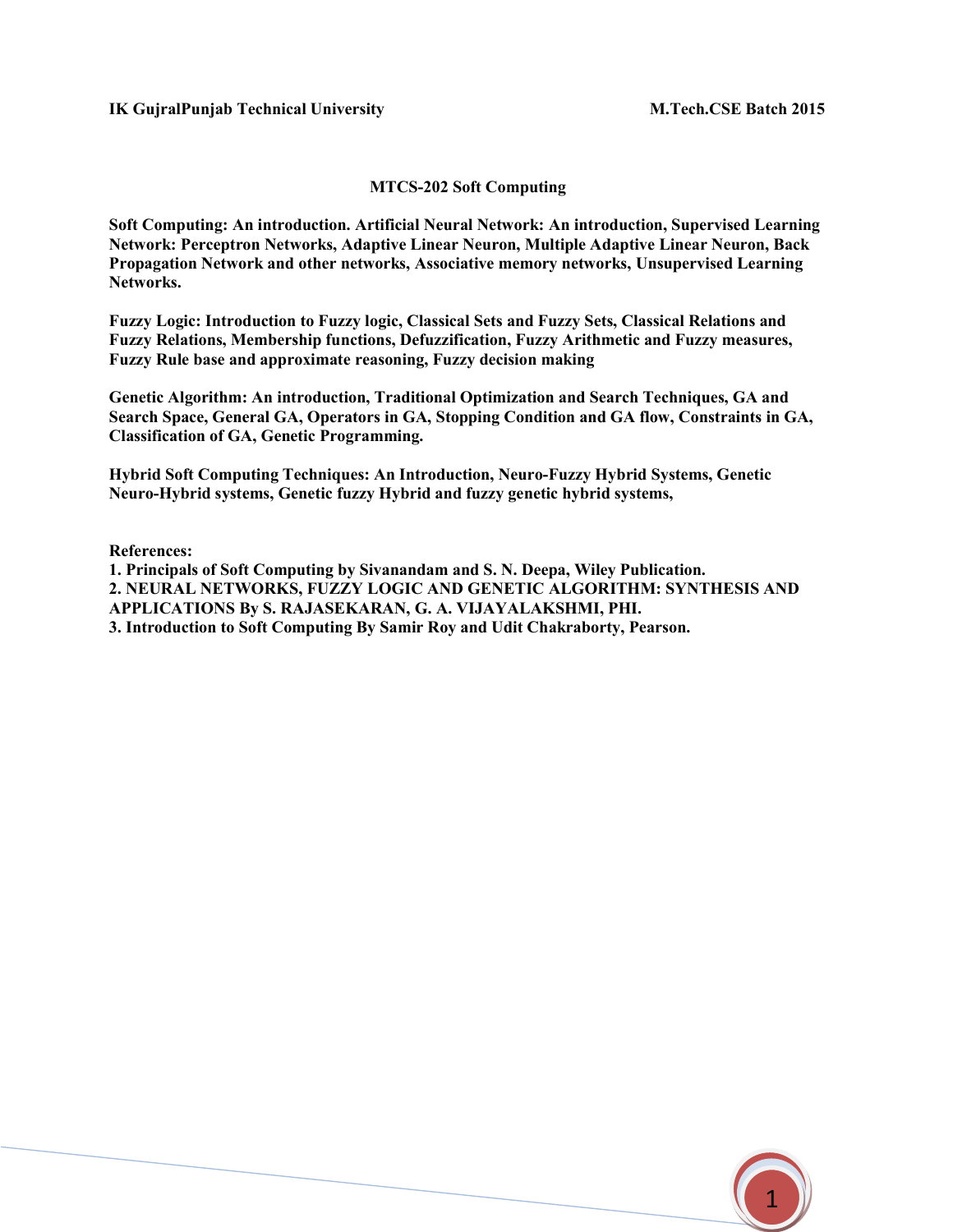## MTCS-202 Soft Computing

**Soft Computing: An introduction. Artificial Neural Network: An introduction, Supervised Learning Network: Perceptron Networks, Adaptive Linear Neuron, Multiple Adaptive Linear Neuron, Back Propagation Network and other networks, Associative memory networks, Unsupervised Learning Networks.**

**Fuzzy Logic: Introduction to Fuzzy logic, Classical Sets and Fuzzy Sets, Classical Relations and Fuzzy Relations, Membership functions, Defuzzification, Fuzzy Arithmetic and Fuzzy measures, Fuzzy Rule base and approximate reasoning, Fuzzy decision making**

**Genetic Algorithm: An introduction, Traditional Optimization and Search Techniques, GA and Search Space, General GA, Operators in GA, Stopping Condition and GA flow, Constraints in GA, Classification of GA, Genetic Programming.**

**Hybrid Soft Computing Techniques: An Introduction, Neuro-Fuzzy Hybrid Systems, Genetic Neuro-Hybrid systems, Genetic fuzzy Hybrid and fuzzy genetic hybrid systems,**

**References:**

**1. Principals of Soft Computing by Sivanandam and S. N. Deepa, Wiley Publication.**

**2. NEURAL NETWORKS, FUZZY LOGIC AND GENETIC ALGORITHM: SYNTHESIS AND APPLICATIONS By S. RAJASEKARAN, G. A. VIJAYALAKSHMI, PHI.**

**3. Introduction to Soft Computing By Samir Roy and Udit Chakraborty, Pearson.**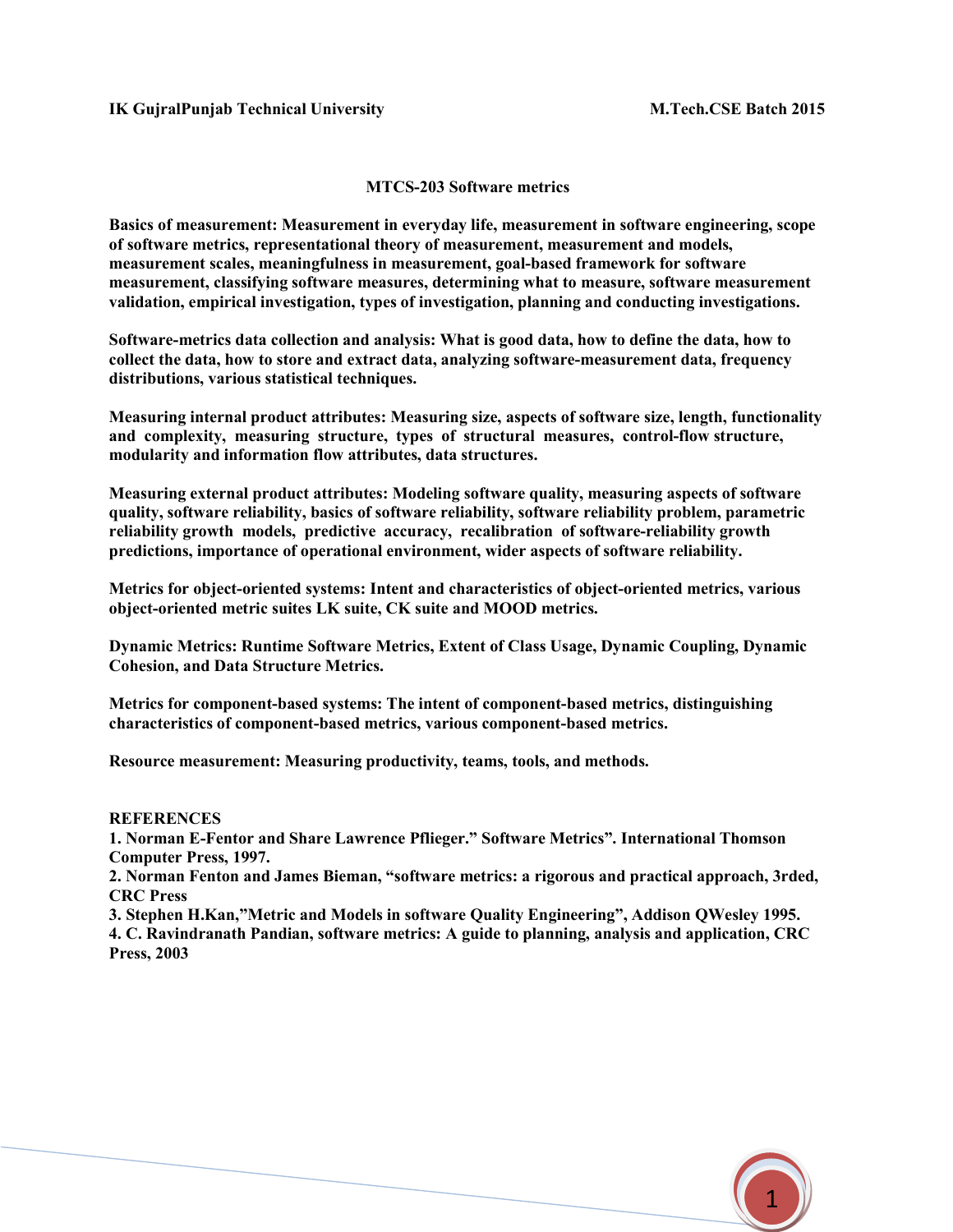## MTCS-203 Software metrics

**Basics of measurement: Measurement in everyday life, measurement in software engineering, scope of software metrics, representational theory of measurement, measurement and models, measurement scales, meaningfulness in measurement, goal-based framework for software measurement, classifying software measures, determining what to measure, software measurement validation, empirical investigation, types of investigation, planning and conducting investigations.**

**Software-metrics data collection and analysis: What is good data, how to define the data, how to collect the data, how to store and extract data, analyzing software-measurement data, frequency distributions, various statistical techniques.**

**Measuring internal product attributes: Measuring size, aspects of software size, length, functionality and complexity, measuring structure, types of structural measures, control-flow structure, modularity and information flow attributes, data structures.**

**Measuring external product attributes: Modeling software quality, measuring aspects of software quality, software reliability, basics of software reliability, software reliability problem, parametric reliability growth models, predictive accuracy, recalibration of software-reliability growth predictions, importance of operational environment, wider aspects of software reliability.**

**Metrics for object-oriented systems: Intent and characteristics of object-oriented metrics, various object-oriented metric suites LK suite, CK suite and MOOD metrics.**

**Dynamic Metrics: Runtime Software Metrics, Extent of Class Usage, Dynamic Coupling, Dynamic Cohesion, and Data Structure Metrics.**

**Metrics for component-based systems: The intent of component-based metrics, distinguishing characteristics of component-based metrics, various component-based metrics.**

**Resource measurement: Measuring productivity, teams, tools, and methods.**

**REFERENCES**

1. **Norman E-Fentor and Share Lawrence Pflieger." Software Metrics". International Thomson Computer Press, 1997.**
2. **Norman Fenton and James Bieman, "software metrics: a rigorous and practical approach, 3rded, CRC Press**
3. **Stephen H.Kan,"Metric and Models in software Quality Engineering", Addison QWesley 1995.**
4. **C. Ravindranath Pandian, software metrics: A guide to planning, analysis and application, CRC Press, 2003**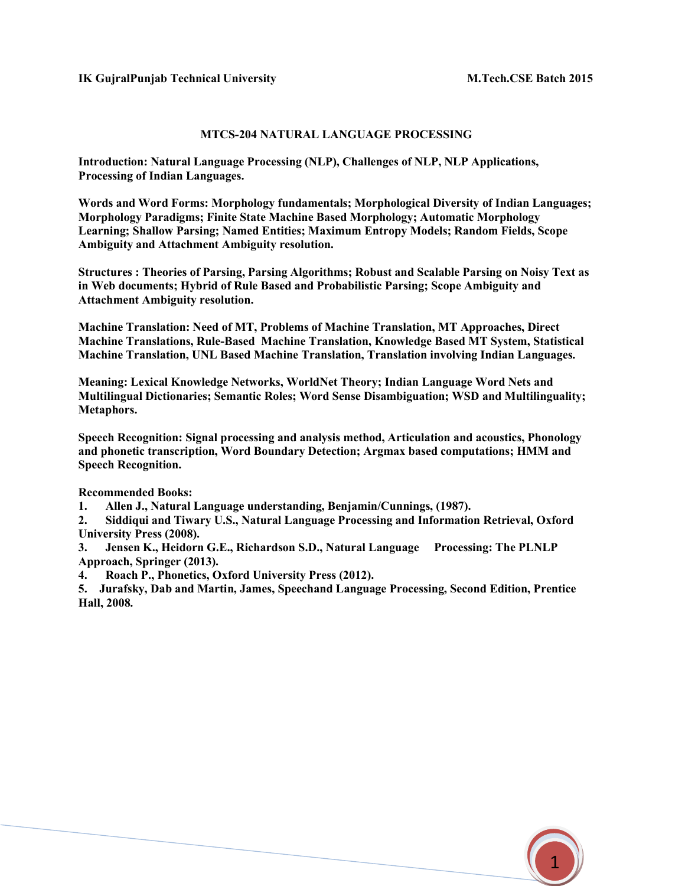## MTCS-204 NATURAL LANGUAGE PROCESSING

**Introduction: Natural Language Processing (NLP), Challenges of NLP, NLP Applications, Processing of Indian Languages.**

**Words and Word Forms: Morphology fundamentals; Morphological Diversity of Indian Languages; Morphology Paradigms; Finite State Machine Based Morphology; Automatic Morphology Learning; Shallow Parsing; Named Entities; Maximum Entropy Models; Random Fields, Scope Ambiguity and Attachment Ambiguity resolution.**

**Structures : Theories of Parsing, Parsing Algorithms; Robust and Scalable Parsing on Noisy Text as in Web documents; Hybrid of Rule Based and Probabilistic Parsing; Scope Ambiguity and Attachment Ambiguity resolution.**

**Machine Translation: Need of MT, Problems of Machine Translation, MT Approaches, Direct Machine Translations, Rule-Based Machine Translation, Knowledge Based MT System, Statistical Machine Translation, UNL Based Machine Translation, Translation involving Indian Languages.**

**Meaning: Lexical Knowledge Networks, WorldNet Theory; Indian Language Word Nets and Multilingual Dictionaries; Semantic Roles; Word Sense Disambiguation; WSD and Multilinguality; Metaphors.**

**Speech Recognition: Signal processing and analysis method, Articulation and acoustics, Phonology and phonetic transcription, Word Boundary Detection; Argmax based computations; HMM and Speech Recognition.**

**Recommended Books:**

1. **Allen J., Natural Language understanding, Benjamin/Cunnings, (1987).**
2. **Siddiqui and Tiwary U.S., Natural Language Processing and Information Retrieval, Oxford University Press (2008).**
3. **Jensen K., Heidorn G.E., Richardson S.D., Natural Language Processing: The PLNLP Approach, Springer (2013).**
4. **Roach P., Phonetics, Oxford University Press (2012).**
5. **Jurafsky, Dab and Martin, James, Speechand Language Processing, Second Edition, Prentice Hall, 2008.**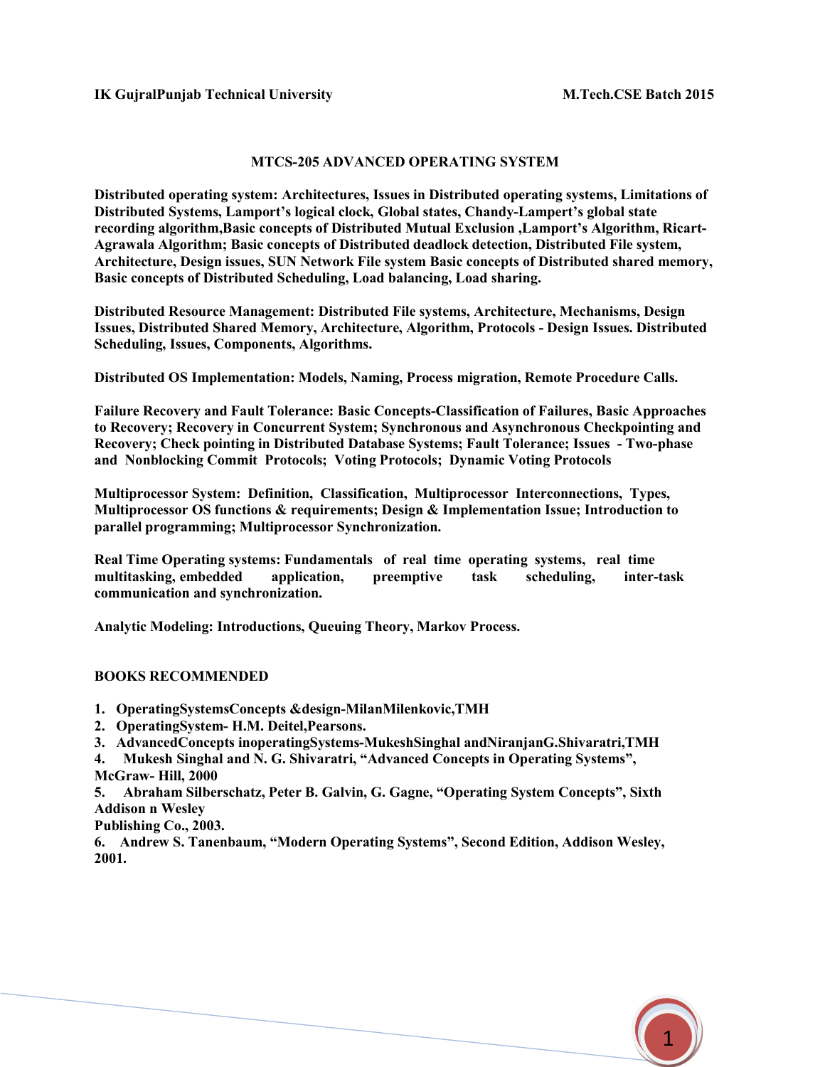# MTCS-205 ADVANCED OPERATING SYSTEM

**Distributed operating system: Architectures, Issues in Distributed operating systems, Limitations of Distributed Systems, Lamport's logical clock, Global states, Chandy-Lampert's global state recording algorithm,Basic concepts of Distributed Mutual Exclusion ,Lamport's Algorithm, Ricart-Agrawala Algorithm; Basic concepts of Distributed deadlock detection, Distributed File system, Architecture, Design issues, SUN Network File system Basic concepts of Distributed shared memory, Basic concepts of Distributed Scheduling, Load balancing, Load sharing.**

**Distributed Resource Management: Distributed File systems, Architecture, Mechanisms, Design Issues, Distributed Shared Memory, Architecture, Algorithm, Protocols - Design Issues. Distributed Scheduling, Issues, Components, Algorithms.**

**Distributed OS Implementation: Models, Naming, Process migration, Remote Procedure Calls.**

**Failure Recovery and Fault Tolerance: Basic Concepts-Classification of Failures, Basic Approaches to Recovery; Recovery in Concurrent System; Synchronous and Asynchronous Checkpointing and Recovery; Check pointing in Distributed Database Systems; Fault Tolerance; Issues - Two-phase and Nonblocking Commit Protocols; Voting Protocols; Dynamic Voting Protocols**

**Multiprocessor System: Definition, Classification, Multiprocessor Interconnections, Types, Multiprocessor OS functions & requirements; Design & Implementation Issue; Introduction to parallel programming; Multiprocessor Synchronization.**

**Real Time Operating systems: Fundamentals of real time operating systems, real time multitasking, embedded application, preemptive task scheduling, inter-task communication and synchronization.**

**Analytic Modeling: Introductions, Queuing Theory, Markov Process.**

## BOOKS RECOMMENDED

1. **OperatingSystemsConcepts &design-MilanMilenkovic,TMH**
2. **OperatingSystem- H.M. Deitel,Pearsons.**
3. **AdvancedConcepts inoperatingSystems-MukeshSinghal andNiranjanG.Shivaratri,TMH**
4. **Mukesh Singhal and N. G. Shivaratri, "Advanced Concepts in Operating Systems", McGraw- Hill, 2000**
5. **Abraham Silberschatz, Peter B. Galvin, G. Gagne, "Operating System Concepts", Sixth Addison n Wesley Publishing Co., 2003.**
6. **Andrew S. Tanenbaum, "Modern Operating Systems", Second Edition, Addison Wesley, 2001.**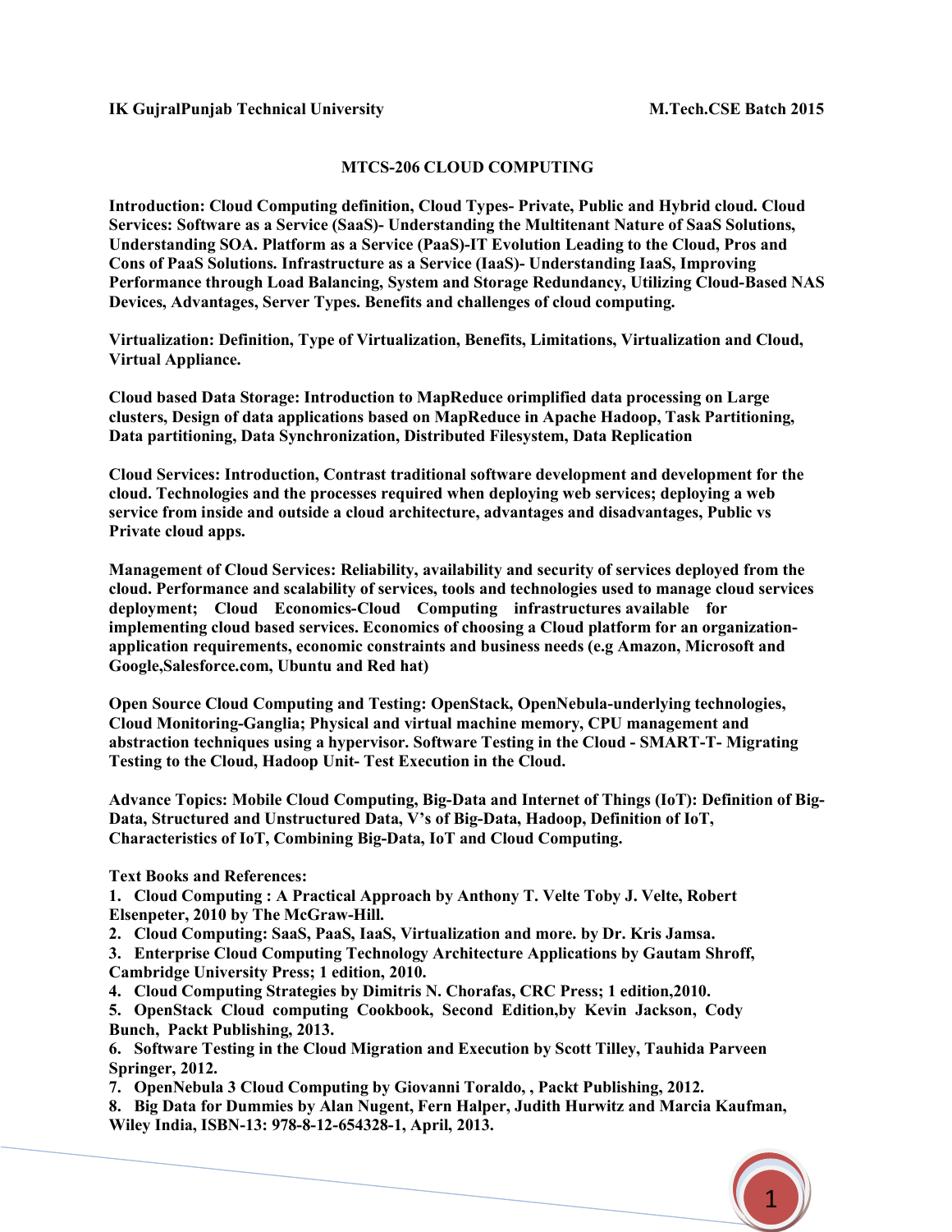# MTCS-206 CLOUD COMPUTING

**Introduction: Cloud Computing definition, Cloud Types- Private, Public and Hybrid cloud. Cloud Services: Software as a Service (SaaS)- Understanding the Multitenant Nature of SaaS Solutions, Understanding SOA. Platform as a Service (PaaS)-IT Evolution Leading to the Cloud, Pros and Cons of PaaS Solutions. Infrastructure as a Service (IaaS)- Understanding IaaS, Improving Performance through Load Balancing, System and Storage Redundancy, Utilizing Cloud-Based NAS Devices, Advantages, Server Types. Benefits and challenges of cloud computing.**

**Virtualization: Definition, Type of Virtualization, Benefits, Limitations, Virtualization and Cloud, Virtual Appliance.**

**Cloud based Data Storage: Introduction to MapReduce orimplified data processing on Large clusters, Design of data applications based on MapReduce in Apache Hadoop, Task Partitioning, Data partitioning, Data Synchronization, Distributed Filesystem, Data Replication**

**Cloud Services: Introduction, Contrast traditional software development and development for the cloud. Technologies and the processes required when deploying web services; deploying a web service from inside and outside a cloud architecture, advantages and disadvantages, Public vs Private cloud apps.**

**Management of Cloud Services: Reliability, availability and security of services deployed from the cloud. Performance and scalability of services, tools and technologies used to manage cloud services deployment; Cloud Economics-Cloud Computing infrastructures available for implementing cloud based services. Economics of choosing a Cloud platform for an organization-application requirements, economic constraints and business needs (e.g Amazon, Microsoft and Google,Salesforce.com, Ubuntu and Red hat)**

**Open Source Cloud Computing and Testing: OpenStack, OpenNebula-underlying technologies, Cloud Monitoring-Ganglia; Physical and virtual machine memory, CPU management and abstraction techniques using a hypervisor. Software Testing in the Cloud - SMART-T- Migrating Testing to the Cloud, Hadoop Unit- Test Execution in the Cloud.**

**Advance Topics: Mobile Cloud Computing, Big-Data and Internet of Things (IoT): Definition of Big-Data, Structured and Unstructured Data, V's of Big-Data, Hadoop, Definition of IoT, Characteristics of IoT, Combining Big-Data, IoT and Cloud Computing.**

**Text Books and References:**

1. **Cloud Computing : A Practical Approach by Anthony T. Velte Toby J. Velte, Robert Elsenpeter, 2010 by The McGraw-Hill.**
2. **Cloud Computing: SaaS, PaaS, IaaS, Virtualization and more. by Dr. Kris Jamsa.**
3. **Enterprise Cloud Computing Technology Architecture Applications by Gautam Shroff, Cambridge University Press; 1 edition, 2010.**
4. **Cloud Computing Strategies by Dimitris N. Chorafas, CRC Press; 1 edition,2010.**
5. **OpenStack Cloud computing Cookbook, Second Edition,by Kevin Jackson, Cody Bunch, Packt Publishing, 2013.**
6. **Software Testing in the Cloud Migration and Execution by Scott Tilley, Tauhida Parveen Springer, 2012.**
7. **OpenNebula 3 Cloud Computing by Giovanni Toraldo, , Packt Publishing, 2012.**
8. **Big Data for Dummies by Alan Nugent, Fern Halper, Judith Hurwitz and Marcia Kaufman, Wiley India, ISBN-13: 978-8-12-654328-1, April, 2013.**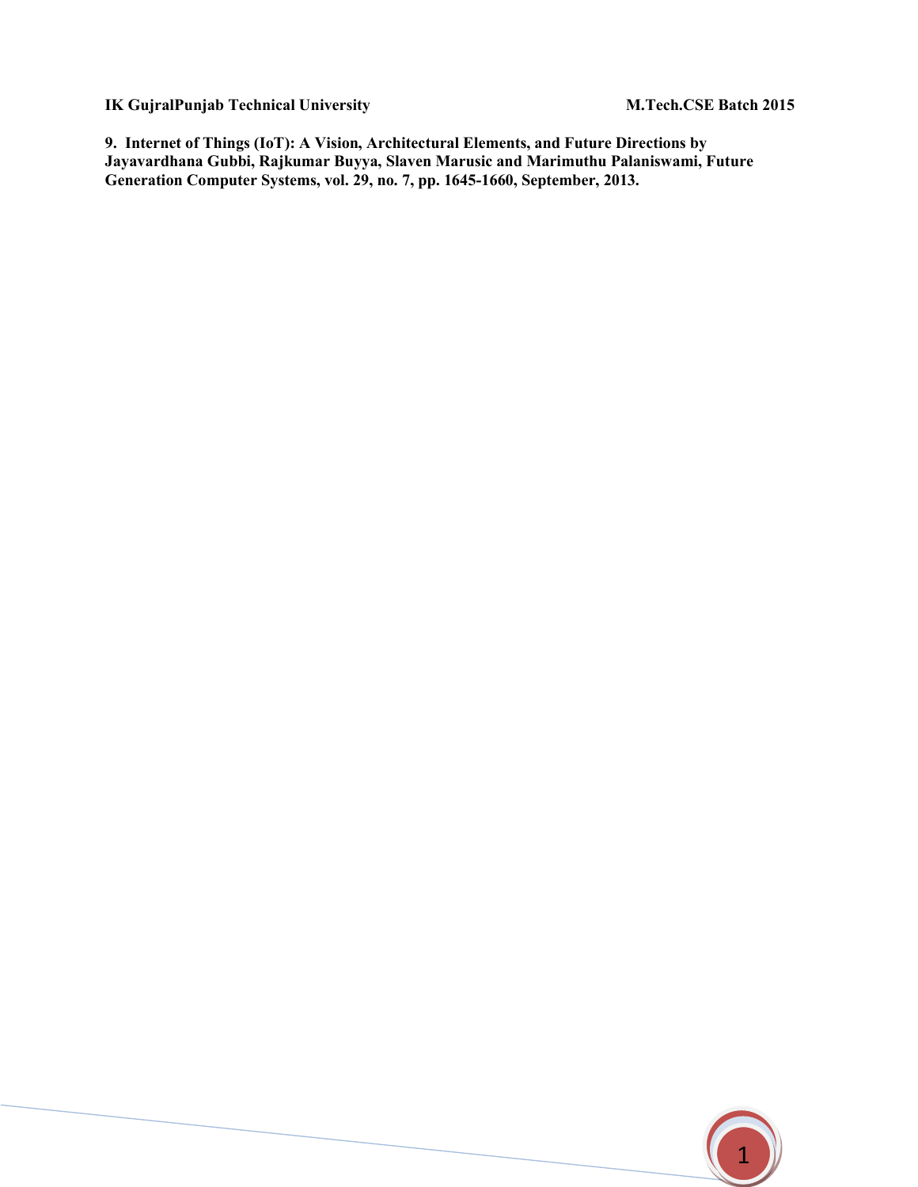**9. Internet of Things (IoT): A Vision, Architectural Elements, and Future Directions by Jayavardhana Gubbi, Rajkumar Buyya, Slaven Marusic and Marimuthu Palaniswami, Future Generation Computer Systems, vol. 29, no. 7, pp. 1645-1660, September, 2013.**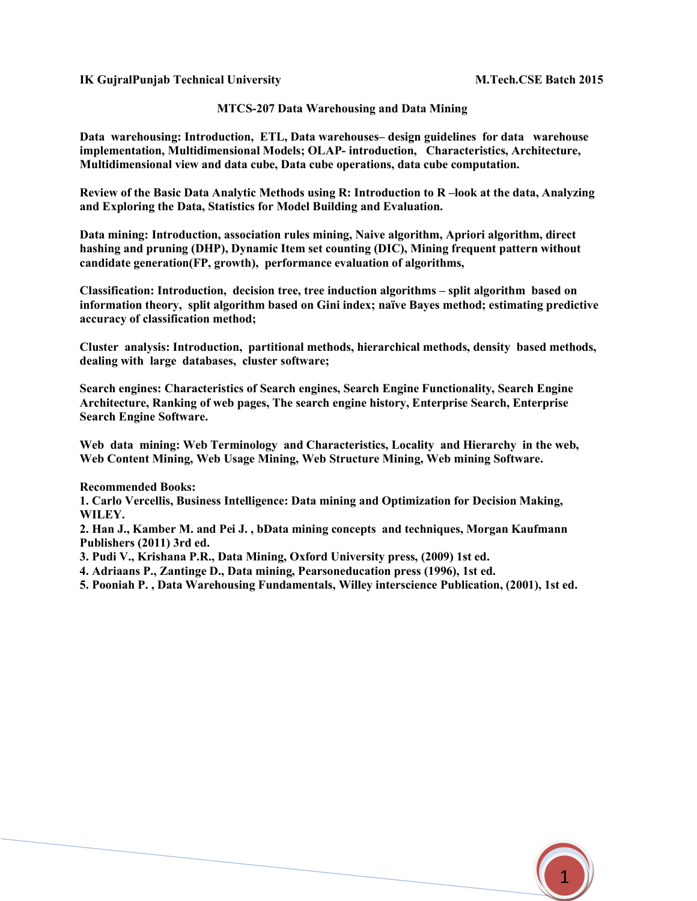**IK GujralPunjab Technical University M.Tech.CSE Batch 2015**

## MTCS-207 Data Warehousing and Data Mining

**Data warehousing: Introduction, ETL, Data warehouses– design guidelines for data warehouse implementation, Multidimensional Models; OLAP- introduction, Characteristics, Architecture, Multidimensional view and data cube, Data cube operations, data cube computation.**

**Review of the Basic Data Analytic Methods using R: Introduction to R –look at the data, Analyzing and Exploring the Data, Statistics for Model Building and Evaluation.**

**Data mining: Introduction, association rules mining, Naive algorithm, Apriori algorithm, direct hashing and pruning (DHP), Dynamic Item set counting (DIC), Mining frequent pattern without candidate generation(FP, growth), performance evaluation of algorithms,**

**Classification: Introduction, decision tree, tree induction algorithms – split algorithm based on information theory, split algorithm based on Gini index; naïve Bayes method; estimating predictive accuracy of classification method;**

**Cluster analysis: Introduction, partitional methods, hierarchical methods, density based methods, dealing with large databases, cluster software;**

**Search engines: Characteristics of Search engines, Search Engine Functionality, Search Engine Architecture, Ranking of web pages, The search engine history, Enterprise Search, Enterprise Search Engine Software.**

**Web data mining: Web Terminology and Characteristics, Locality and Hierarchy in the web, Web Content Mining, Web Usage Mining, Web Structure Mining, Web mining Software.**

**Recommended Books:**

1. **Carlo Vercellis, Business Intelligence: Data mining and Optimization for Decision Making, WILEY.**
2. **Han J., Kamber M. and Pei J. , bData mining concepts and techniques, Morgan Kaufmann Publishers (2011) 3rd ed.**
3. **Pudi V., Krishana P.R., Data Mining, Oxford University press, (2009) 1st ed.**
4. **Adriaans P., Zantinge D., Data mining, Pearsoneducation press (1996), 1st ed.**
5. **Pooniah P. , Data Warehousing Fundamentals, Willey interscience Publication, (2001), 1st ed.**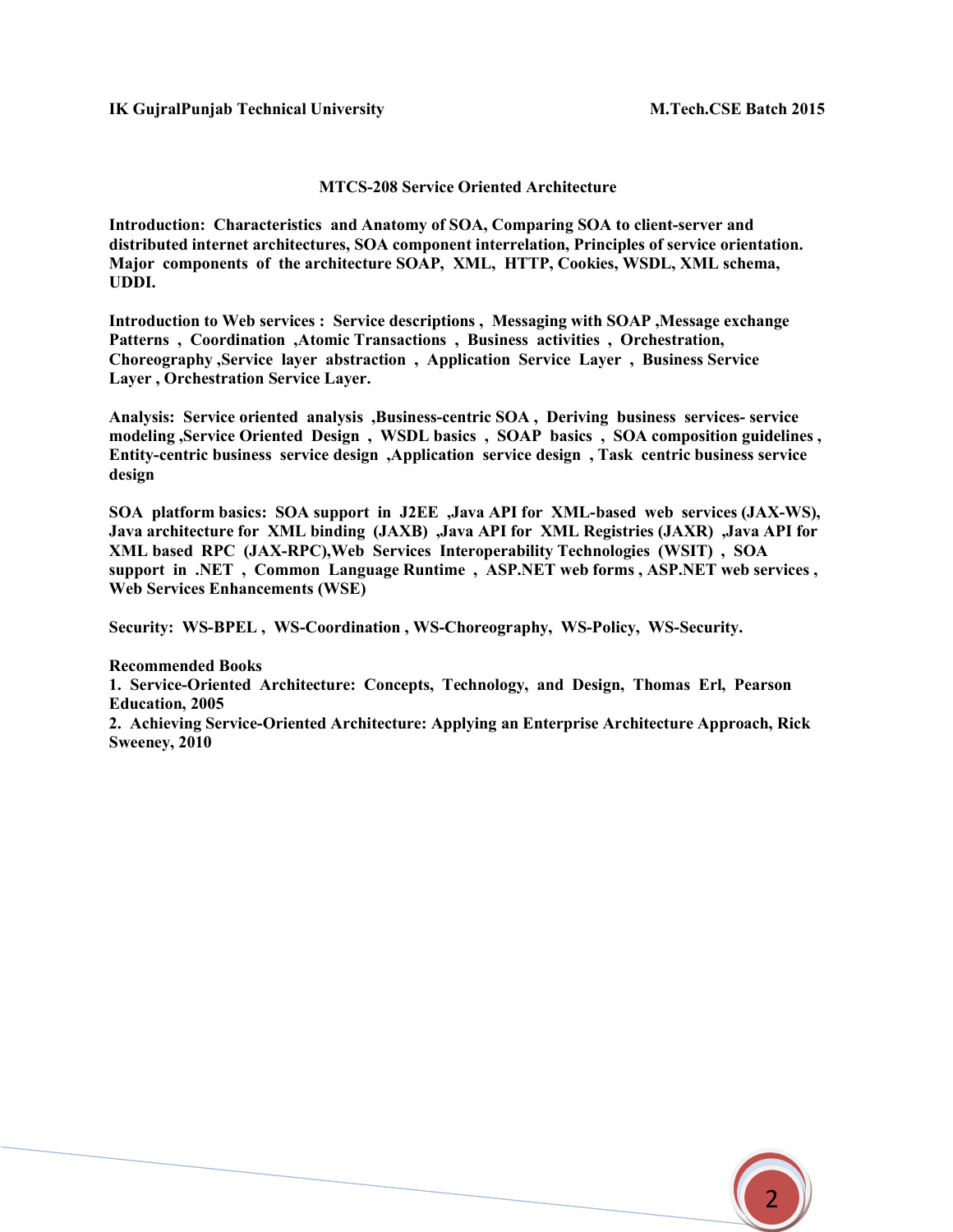## MTCS-208 Service Oriented Architecture

**Introduction: Characteristics and Anatomy of SOA, Comparing SOA to client-server and distributed internet architectures, SOA component interrelation, Principles of service orientation. Major components of the architecture SOAP, XML, HTTP, Cookies, WSDL, XML schema, UDDI.**

**Introduction to Web services : Service descriptions , Messaging with SOAP ,Message exchange Patterns , Coordination ,Atomic Transactions , Business activities , Orchestration, Choreography ,Service layer abstraction , Application Service Layer , Business Service Layer , Orchestration Service Layer.**

**Analysis: Service oriented analysis ,Business-centric SOA , Deriving business services- service modeling ,Service Oriented Design , WSDL basics , SOAP basics , SOA composition guidelines , Entity-centric business service design ,Application service design , Task centric business service design**

**SOA platform basics: SOA support in J2EE ,Java API for XML-based web services (JAX-WS), Java architecture for XML binding (JAXB) ,Java API for XML Registries (JAXR) ,Java API for XML based RPC (JAX-RPC),Web Services Interoperability Technologies (WSIT) , SOA support in .NET , Common Language Runtime , ASP.NET web forms , ASP.NET web services , Web Services Enhancements (WSE)**

**Security: WS-BPEL , WS-Coordination , WS-Choreography, WS-Policy, WS-Security.**

**Recommended Books**

1. **Service-Oriented Architecture: Concepts, Technology, and Design, Thomas Erl, Pearson Education, 2005**
2. **Achieving Service-Oriented Architecture: Applying an Enterprise Architecture Approach, Rick Sweeney, 2010**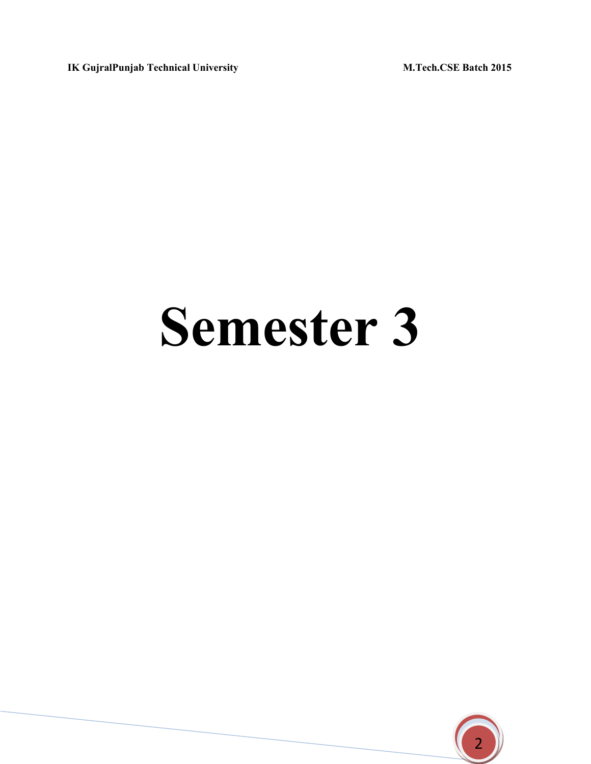# Semester 3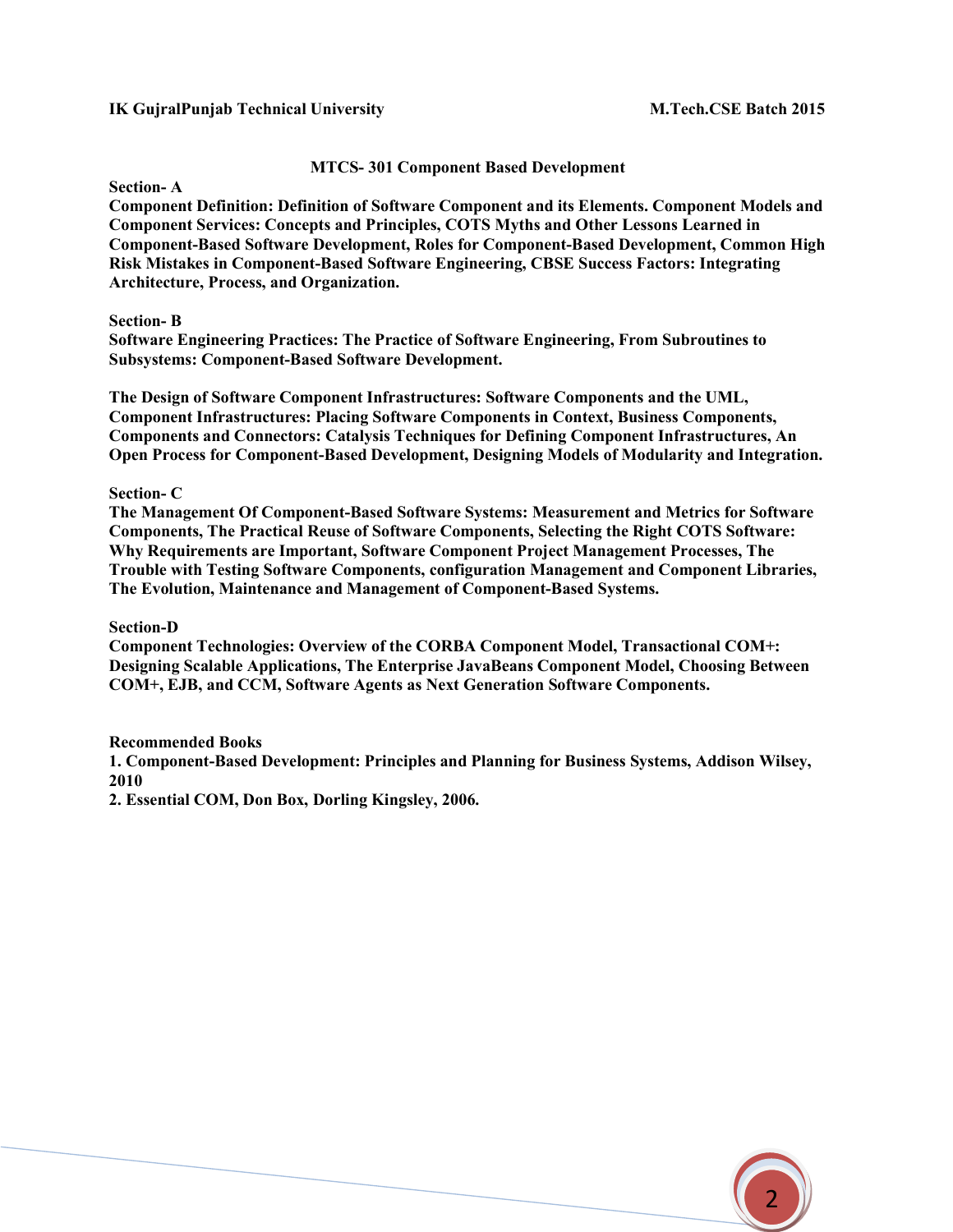## MTCS- 301 Component Based Development

**Section- A**

**Component Definition: Definition of Software Component and its Elements. Component Models and Component Services: Concepts and Principles, COTS Myths and Other Lessons Learned in Component-Based Software Development, Roles for Component-Based Development, Common High Risk Mistakes in Component-Based Software Engineering, CBSE Success Factors: Integrating Architecture, Process, and Organization.**

**Section- B**

**Software Engineering Practices: The Practice of Software Engineering, From Subroutines to Subsystems: Component-Based Software Development.**

**The Design of Software Component Infrastructures: Software Components and the UML, Component Infrastructures: Placing Software Components in Context, Business Components, Components and Connectors: Catalysis Techniques for Defining Component Infrastructures, An Open Process for Component-Based Development, Designing Models of Modularity and Integration.**

**Section- C**

**The Management Of Component-Based Software Systems: Measurement and Metrics for Software Components, The Practical Reuse of Software Components, Selecting the Right COTS Software: Why Requirements are Important, Software Component Project Management Processes, The Trouble with Testing Software Components, configuration Management and Component Libraries, The Evolution, Maintenance and Management of Component-Based Systems.**

**Section-D**

**Component Technologies: Overview of the CORBA Component Model, Transactional COM+: Designing Scalable Applications, The Enterprise JavaBeans Component Model, Choosing Between COM+, EJB, and CCM, Software Agents as Next Generation Software Components.**

**Recommended Books**

1. **Component-Based Development: Principles and Planning for Business Systems, Addison Wilsey, 2010**
2. **Essential COM, Don Box, Dorling Kingsley, 2006.**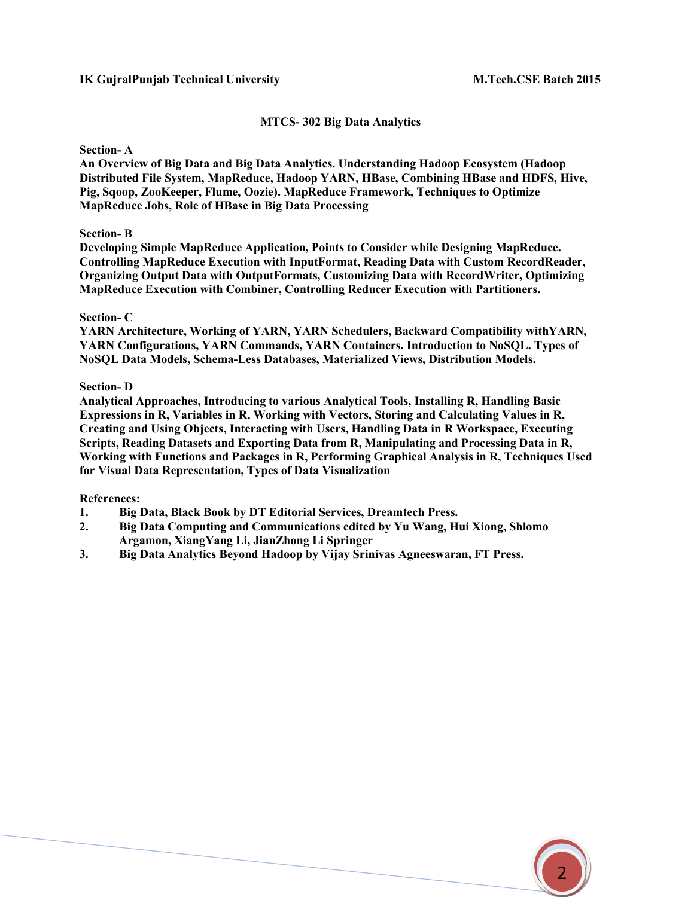## MTCS- 302 Big Data Analytics

**Section- A**

**An Overview of Big Data and Big Data Analytics. Understanding Hadoop Ecosystem (Hadoop Distributed File System, MapReduce, Hadoop YARN, HBase, Combining HBase and HDFS, Hive, Pig, Sqoop, ZooKeeper, Flume, Oozie). MapReduce Framework, Techniques to Optimize MapReduce Jobs, Role of HBase in Big Data Processing**

**Section- B**

**Developing Simple MapReduce Application, Points to Consider while Designing MapReduce. Controlling MapReduce Execution with InputFormat, Reading Data with Custom RecordReader, Organizing Output Data with OutputFormats, Customizing Data with RecordWriter, Optimizing MapReduce Execution with Combiner, Controlling Reducer Execution with Partitioners.**

**Section- C**

**YARN Architecture, Working of YARN, YARN Schedulers, Backward Compatibility withYARN, YARN Configurations, YARN Commands, YARN Containers. Introduction to NoSQL. Types of NoSQL Data Models, Schema-Less Databases, Materialized Views, Distribution Models.**

**Section- D**

**Analytical Approaches, Introducing to various Analytical Tools, Installing R, Handling Basic Expressions in R, Variables in R, Working with Vectors, Storing and Calculating Values in R, Creating and Using Objects, Interacting with Users, Handling Data in R Workspace, Executing Scripts, Reading Datasets and Exporting Data from R, Manipulating and Processing Data in R, Working with Functions and Packages in R, Performing Graphical Analysis in R, Techniques Used for Visual Data Representation, Types of Data Visualization**

**References:**

1. **Big Data, Black Book by DT Editorial Services, Dreamtech Press.**
2. **Big Data Computing and Communications edited by Yu Wang, Hui Xiong, Shlomo Argamon, XiangYang Li, JianZhong Li Springer**
3. **Big Data Analytics Beyond Hadoop by Vijay Srinivas Agneeswaran, FT Press.**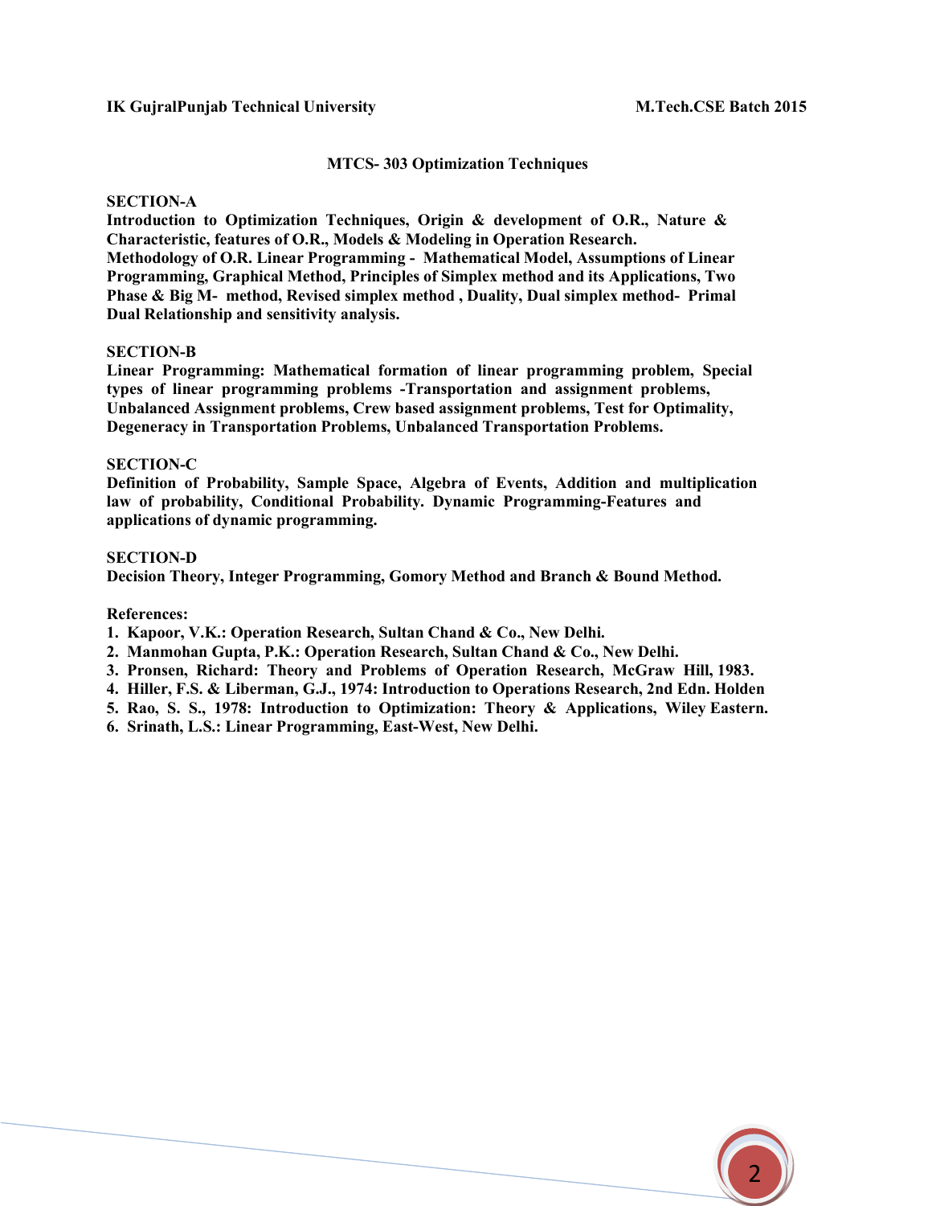## MTCS- 303 Optimization Techniques

**SECTION-A**

**Introduction to Optimization Techniques, Origin & development of O.R., Nature & Characteristic, features of O.R., Models & Modeling in Operation Research. Methodology of O.R. Linear Programming - Mathematical Model, Assumptions of Linear Programming, Graphical Method, Principles of Simplex method and its Applications, Two Phase & Big M- method, Revised simplex method , Duality, Dual simplex method- Primal Dual Relationship and sensitivity analysis.**

**SECTION-B**

**Linear Programming: Mathematical formation of linear programming problem, Special types of linear programming problems -Transportation and assignment problems, Unbalanced Assignment problems, Crew based assignment problems, Test for Optimality, Degeneracy in Transportation Problems, Unbalanced Transportation Problems.**

**SECTION-C**

**Definition of Probability, Sample Space, Algebra of Events, Addition and multiplication law of probability, Conditional Probability. Dynamic Programming-Features and applications of dynamic programming.**

**SECTION-D**

**Decision Theory, Integer Programming, Gomory Method and Branch & Bound Method.**

**References:**

1. **Kapoor, V.K.: Operation Research, Sultan Chand & Co., New Delhi.**
2. **Manmohan Gupta, P.K.: Operation Research, Sultan Chand & Co., New Delhi.**
3. **Pronsen, Richard: Theory and Problems of Operation Research, McGraw Hill, 1983.**
4. **Hiller, F.S. & Liberman, G.J., 1974: Introduction to Operations Research, 2nd Edn. Holden**
5. **Rao, S. S., 1978: Introduction to Optimization: Theory & Applications, Wiley Eastern.**
6. **Srinath, L.S.: Linear Programming, East-West, New Delhi.**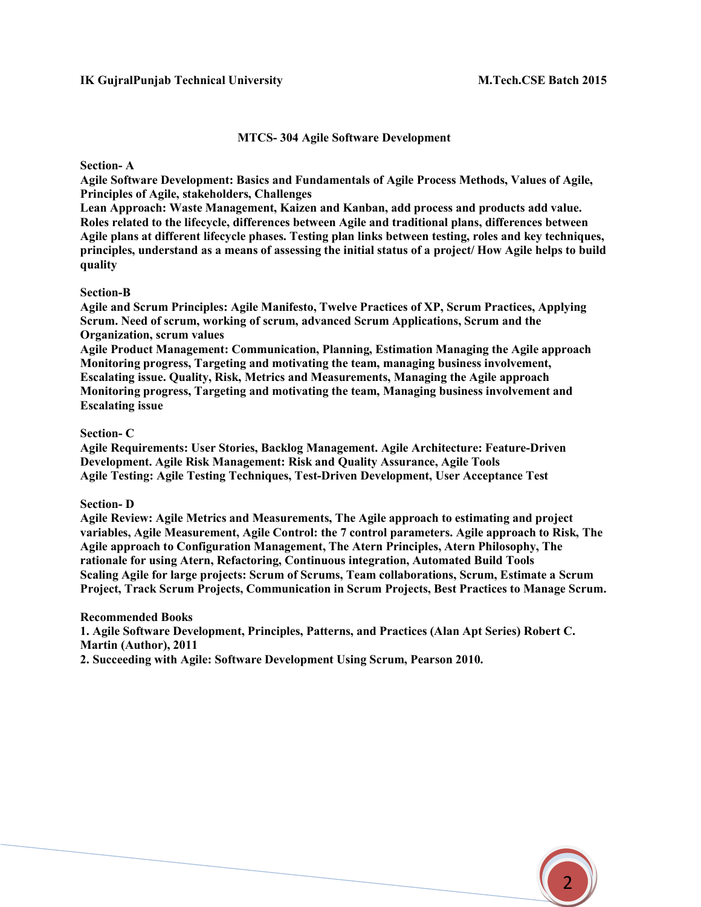## MTCS- 304 Agile Software Development

**Section- A**

**Agile Software Development: Basics and Fundamentals of Agile Process Methods, Values of Agile, Principles of Agile, stakeholders, Challenges**

**Lean Approach: Waste Management, Kaizen and Kanban, add process and products add value. Roles related to the lifecycle, differences between Agile and traditional plans, differences between Agile plans at different lifecycle phases. Testing plan links between testing, roles and key techniques, principles, understand as a means of assessing the initial status of a project/ How Agile helps to build quality**

**Section-B**

**Agile and Scrum Principles: Agile Manifesto, Twelve Practices of XP, Scrum Practices, Applying Scrum. Need of scrum, working of scrum, advanced Scrum Applications, Scrum and the Organization, scrum values**

**Agile Product Management: Communication, Planning, Estimation Managing the Agile approach Monitoring progress, Targeting and motivating the team, managing business involvement, Escalating issue. Quality, Risk, Metrics and Measurements, Managing the Agile approach Monitoring progress, Targeting and motivating the team, Managing business involvement and Escalating issue**

**Section- C**

**Agile Requirements: User Stories, Backlog Management. Agile Architecture: Feature-Driven Development. Agile Risk Management: Risk and Quality Assurance, Agile Tools**

**Agile Testing: Agile Testing Techniques, Test-Driven Development, User Acceptance Test**

**Section- D**

**Agile Review: Agile Metrics and Measurements, The Agile approach to estimating and project variables, Agile Measurement, Agile Control: the 7 control parameters. Agile approach to Risk, The Agile approach to Configuration Management, The Atern Principles, Atern Philosophy, The rationale for using Atern, Refactoring, Continuous integration, Automated Build Tools**

**Scaling Agile for large projects: Scrum of Scrums, Team collaborations, Scrum, Estimate a Scrum Project, Track Scrum Projects, Communication in Scrum Projects, Best Practices to Manage Scrum.**

**Recommended Books**

1. **Agile Software Development, Principles, Patterns, and Practices (Alan Apt Series) Robert C. Martin (Author), 2011**
2. **Succeeding with Agile: Software Development Using Scrum, Pearson 2010.**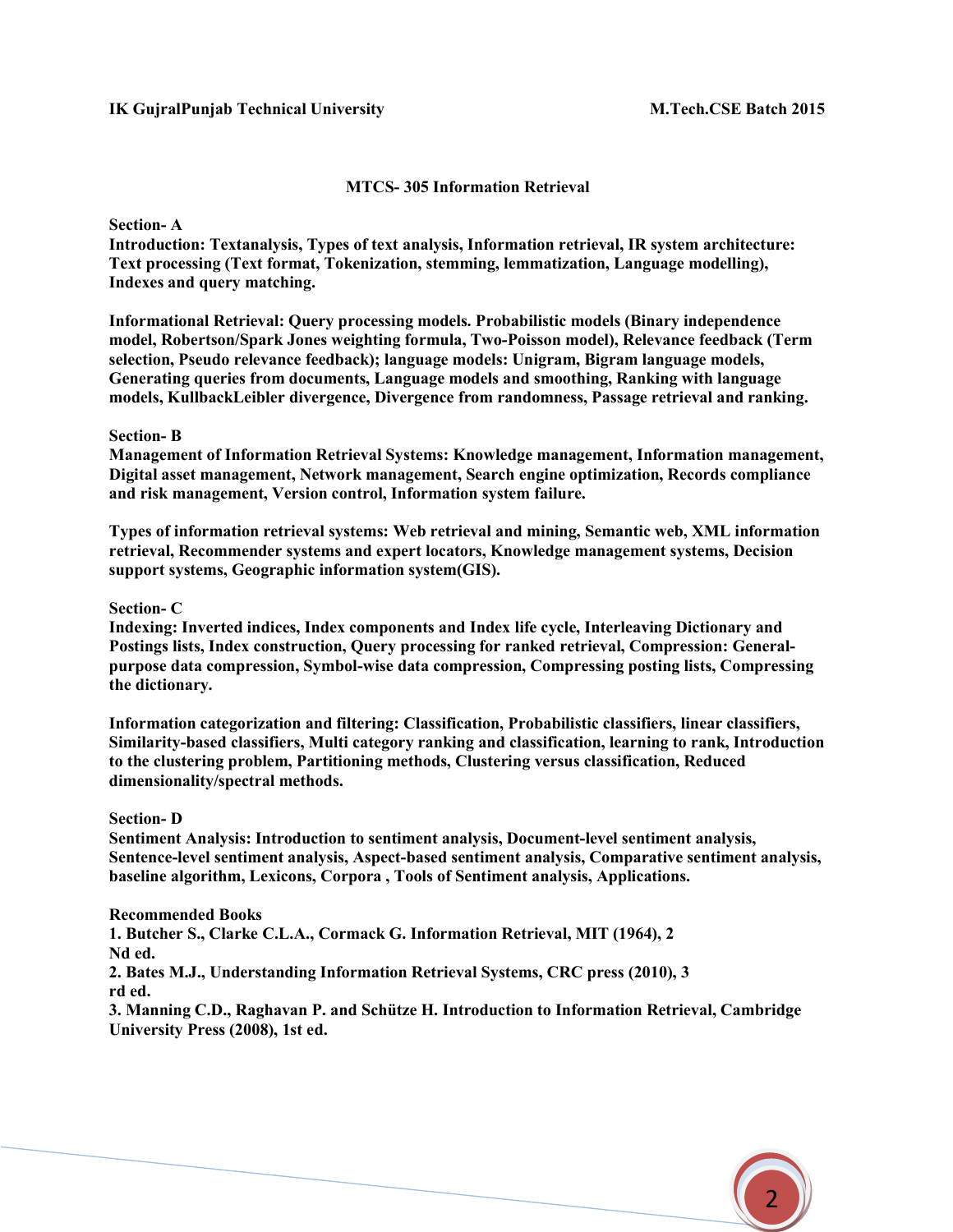## MTCS- 305 Information Retrieval

**Section- A**

**Introduction: Textanalysis, Types of text analysis, Information retrieval, IR system architecture: Text processing (Text format, Tokenization, stemming, lemmatization, Language modelling), Indexes and query matching.**

**Informational Retrieval: Query processing models. Probabilistic models (Binary independence model, Robertson/Spark Jones weighting formula, Two-Poisson model), Relevance feedback (Term selection, Pseudo relevance feedback); language models: Unigram, Bigram language models, Generating queries from documents, Language models and smoothing, Ranking with language models, KullbackLeibler divergence, Divergence from randomness, Passage retrieval and ranking.**

**Section- B**

**Management of Information Retrieval Systems: Knowledge management, Information management, Digital asset management, Network management, Search engine optimization, Records compliance and risk management, Version control, Information system failure.**

**Types of information retrieval systems: Web retrieval and mining, Semantic web, XML information retrieval, Recommender systems and expert locators, Knowledge management systems, Decision support systems, Geographic information system(GIS).**

**Section- C**

**Indexing: Inverted indices, Index components and Index life cycle, Interleaving Dictionary and Postings lists, Index construction, Query processing for ranked retrieval, Compression: General-purpose data compression, Symbol-wise data compression, Compressing posting lists, Compressing the dictionary.**

**Information categorization and filtering: Classification, Probabilistic classifiers, linear classifiers, Similarity-based classifiers, Multi category ranking and classification, learning to rank, Introduction to the clustering problem, Partitioning methods, Clustering versus classification, Reduced dimensionality/spectral methods.**

**Section- D**

**Sentiment Analysis: Introduction to sentiment analysis, Document-level sentiment analysis, Sentence-level sentiment analysis, Aspect-based sentiment analysis, Comparative sentiment analysis, baseline algorithm, Lexicons, Corpora , Tools of Sentiment analysis, Applications.**

**Recommended Books**

1. **Butcher S., Clarke C.L.A., Cormack G. Information Retrieval, MIT (1964), 2 Nd ed.**
2. **Bates M.J., Understanding Information Retrieval Systems, CRC press (2010), 3 rd ed.**
3. **Manning C.D., Raghavan P. and Schütze H. Introduction to Information Retrieval, Cambridge University Press (2008), 1st ed.**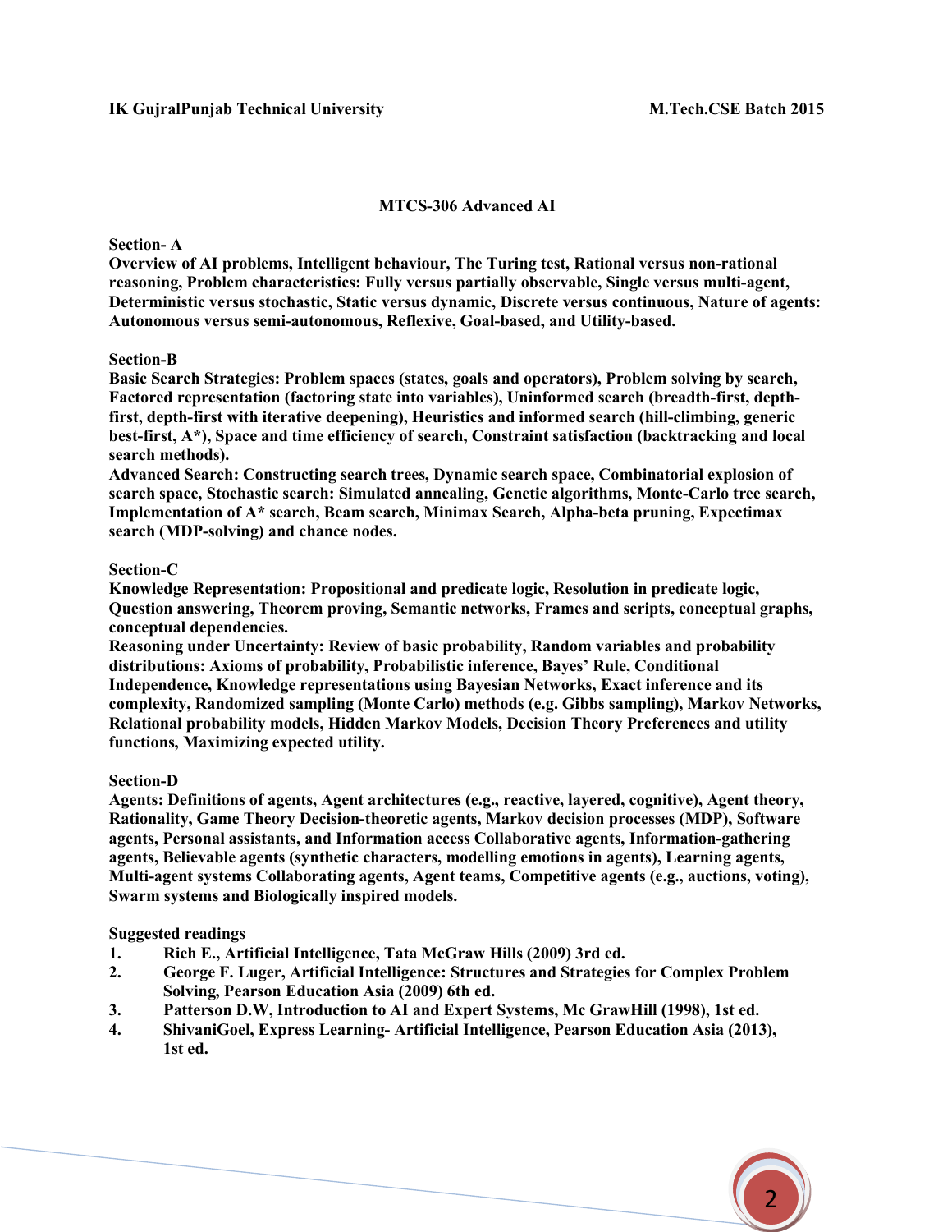## MTCS-306 Advanced AI

**Section- A**

**Overview of AI problems, Intelligent behaviour, The Turing test, Rational versus non-rational reasoning, Problem characteristics: Fully versus partially observable, Single versus multi-agent, Deterministic versus stochastic, Static versus dynamic, Discrete versus continuous, Nature of agents: Autonomous versus semi-autonomous, Reflexive, Goal-based, and Utility-based.**

**Section-B**

**Basic Search Strategies: Problem spaces (states, goals and operators), Problem solving by search, Factored representation (factoring state into variables), Uninformed search (breadth-first, depth-first, depth-first with iterative deepening), Heuristics and informed search (hill-climbing, generic best-first, A*), Space and time efficiency of search, Constraint satisfaction (backtracking and local search methods).**

**Advanced Search: Constructing search trees, Dynamic search space, Combinatorial explosion of search space, Stochastic search: Simulated annealing, Genetic algorithms, Monte-Carlo tree search, Implementation of A* search, Beam search, Minimax Search, Alpha-beta pruning, Expectimax search (MDP-solving) and chance nodes.**

**Section-C**

**Knowledge Representation: Propositional and predicate logic, Resolution in predicate logic, Question answering, Theorem proving, Semantic networks, Frames and scripts, conceptual graphs, conceptual dependencies.**

**Reasoning under Uncertainty: Review of basic probability, Random variables and probability distributions: Axioms of probability, Probabilistic inference, Bayes' Rule, Conditional Independence, Knowledge representations using Bayesian Networks, Exact inference and its complexity, Randomized sampling (Monte Carlo) methods (e.g. Gibbs sampling), Markov Networks, Relational probability models, Hidden Markov Models, Decision Theory Preferences and utility functions, Maximizing expected utility.**

**Section-D**

**Agents: Definitions of agents, Agent architectures (e.g., reactive, layered, cognitive), Agent theory, Rationality, Game Theory Decision-theoretic agents, Markov decision processes (MDP), Software agents, Personal assistants, and Information access Collaborative agents, Information-gathering agents, Believable agents (synthetic characters, modelling emotions in agents), Learning agents, Multi-agent systems Collaborating agents, Agent teams, Competitive agents (e.g., auctions, voting), Swarm systems and Biologically inspired models.**

**Suggested readings**

1. **Rich E., Artificial Intelligence, Tata McGraw Hills (2009) 3rd ed.**
2. **George F. Luger, Artificial Intelligence: Structures and Strategies for Complex Problem Solving, Pearson Education Asia (2009) 6th ed.**
3. **Patterson D.W, Introduction to AI and Expert Systems, Mc GrawHill (1998), 1st ed.**
4. **ShivaniGoel, Express Learning- Artificial Intelligence, Pearson Education Asia (2013), 1st ed.**